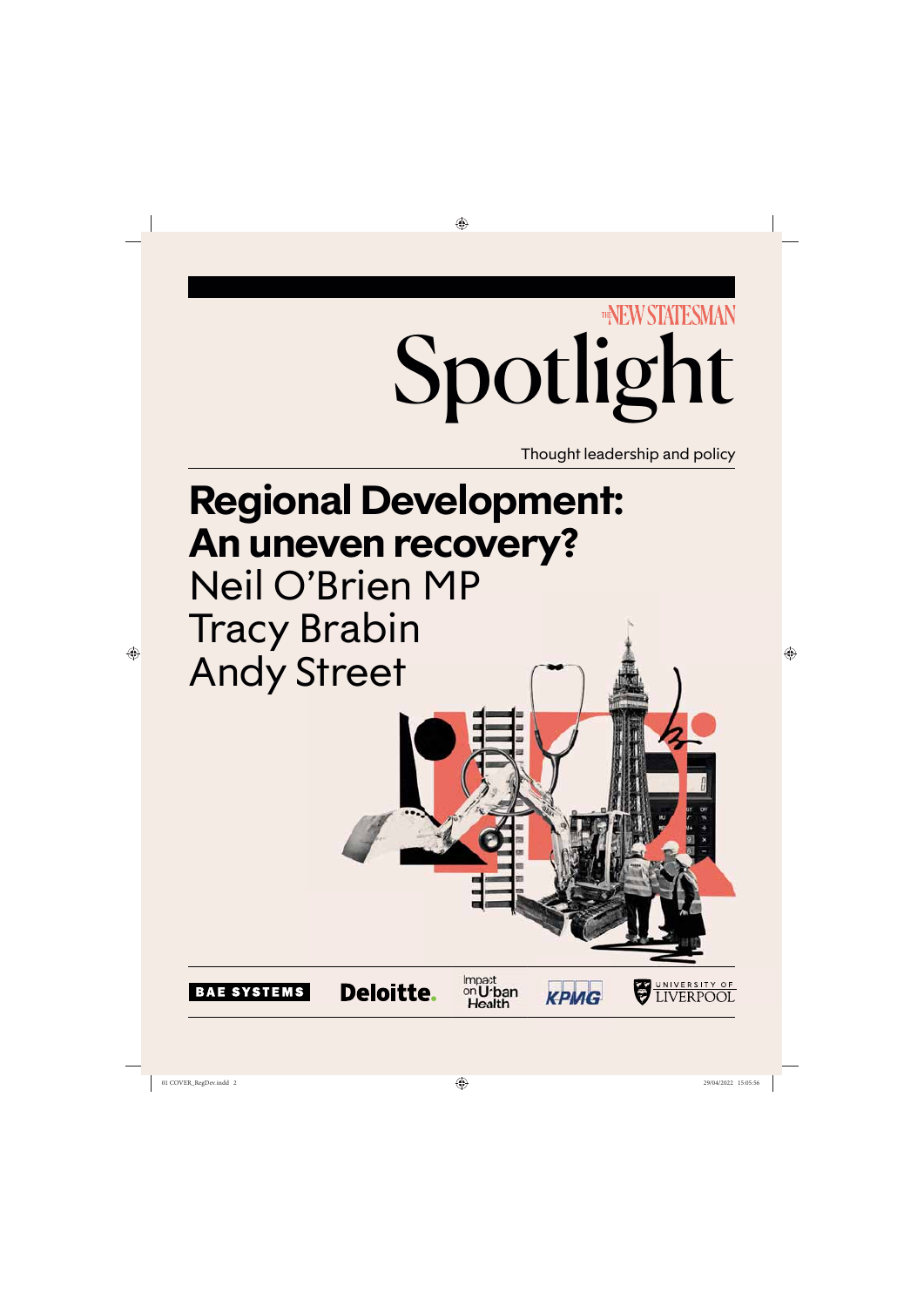THE NEW STATESMAN

# Spotlight

Thought leadership and policy

## Regional Development: An uneven recovery?

Neil O'Brien MP

Tracy Brabin

Andy Street

BAE SYSTEMS

Deloitte.

Impact on Urban Health

KPMG

UNIVERSITY OF LIVERPOOL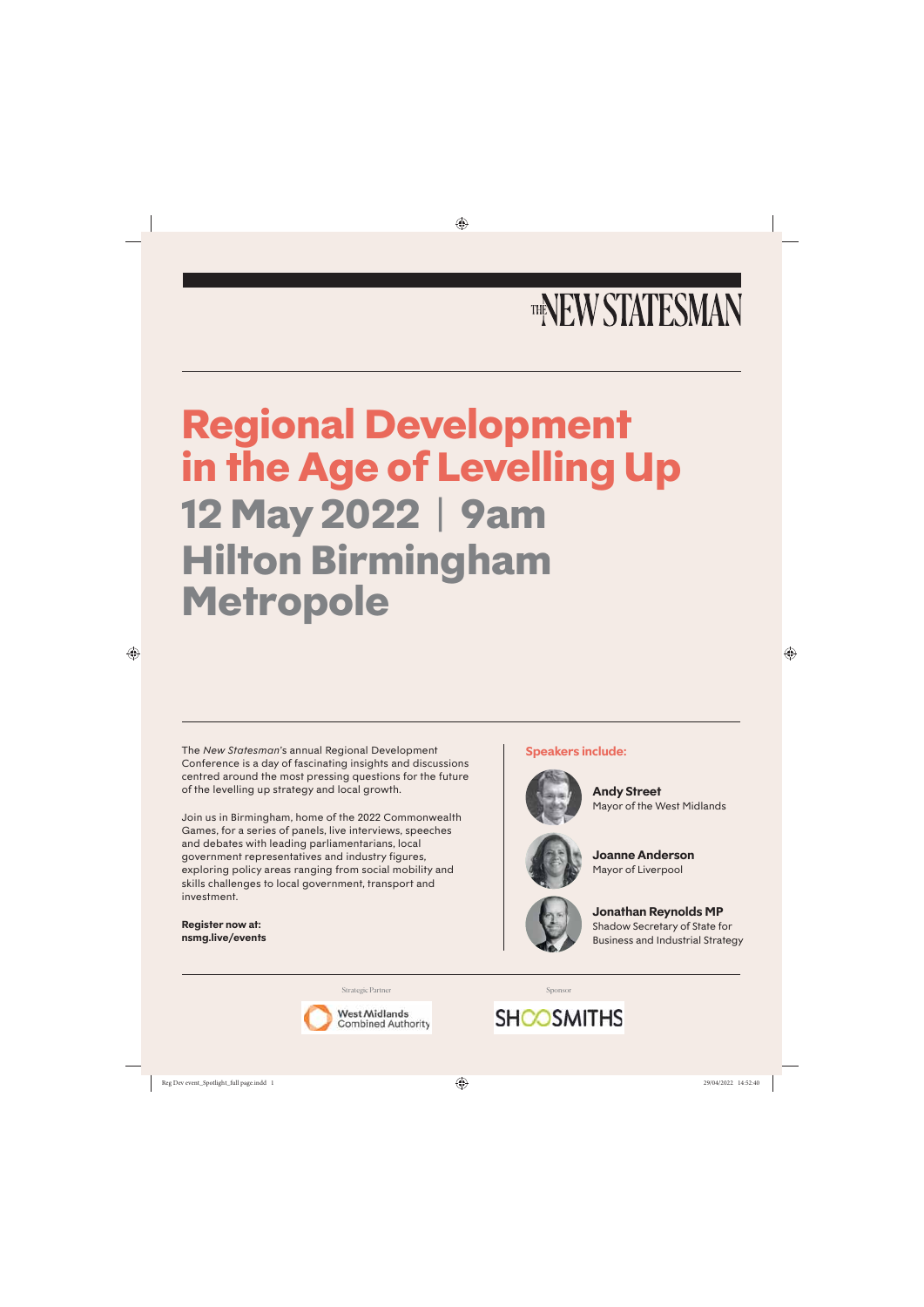THE NEW STATESMAN

# Regional Development in the Age of Levelling Up

## 12 May 2022 | 9am
## Hilton Birmingham Metropole

The *New Statesman*'s annual Regional Development Conference is a day of fascinating insights and discussions centred around the most pressing questions for the future of the levelling up strategy and local growth.

Join us in Birmingham, home of the 2022 Commonwealth Games, for a series of panels, live interviews, speeches and debates with leading parliamentarians, local government representatives and industry figures, exploring policy areas ranging from social mobility and skills challenges to local government, transport and investment.

**Register now at:**
**nsmg.live/events**

### Speakers include:

**Andy Street**
Mayor of the West Midlands

**Joanne Anderson**
Mayor of Liverpool

**Jonathan Reynolds MP**
Shadow Secretary of State for Business and Industrial Strategy

Strategic Partner: West Midlands Combined Authority

Sponsor: SHOOSMITHS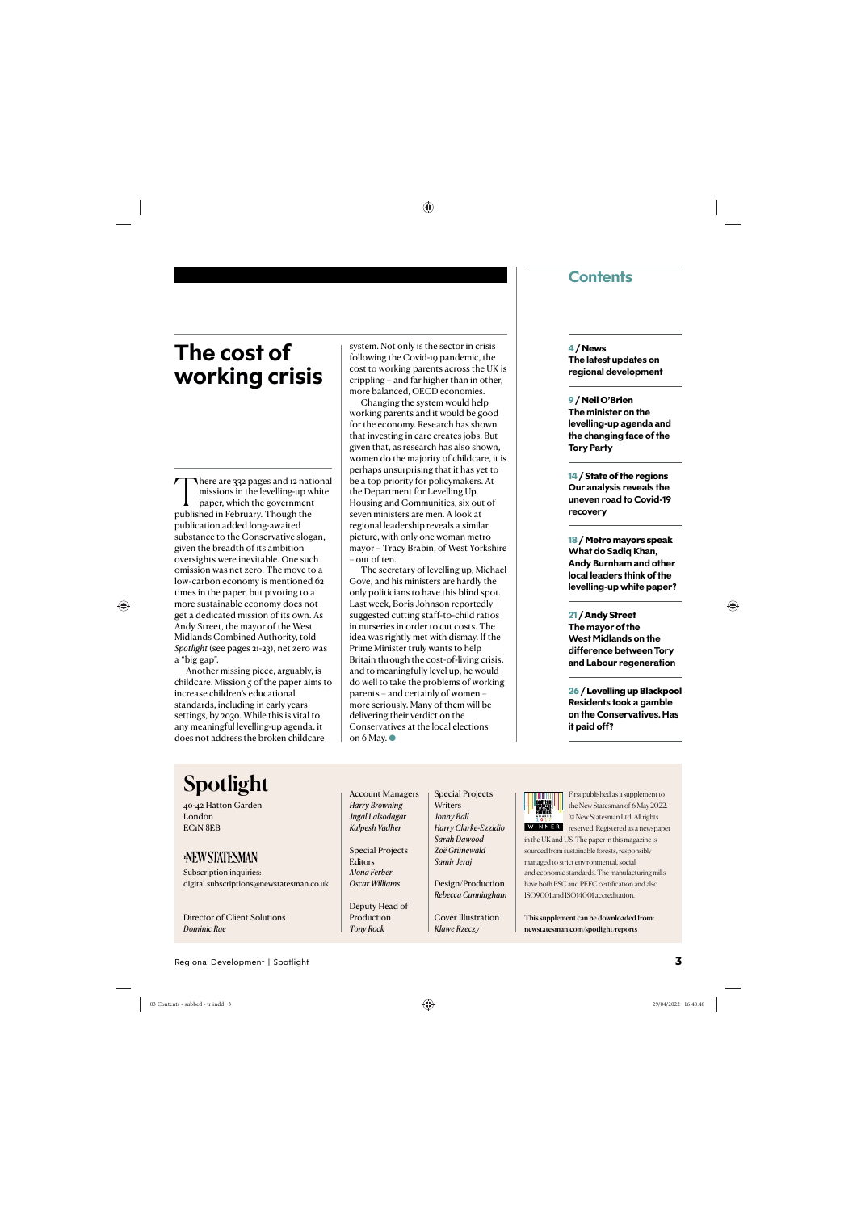# The cost of working crisis

There are 332 pages and 12 national missions in the levelling-up white paper, which the government published in February. Though the publication added long-awaited substance to the Conservative slogan, given the breadth of its ambition oversights were inevitable. One such omission was net zero. The move to a low-carbon economy is mentioned 62 times in the paper, but pivoting to a more sustainable economy does not get a dedicated mission of its own. As Andy Street, the mayor of the West Midlands Combined Authority, told *Spotlight* (see pages 21-23), net zero was a "big gap".

Another missing piece, arguably, is childcare. Mission 5 of the paper aims to increase children's educational standards, including in early years settings, by 2030. While this is vital to any meaningful levelling-up agenda, it does not address the broken childcare system. Not only is the sector in crisis following the Covid-19 pandemic, the cost to working parents across the UK is crippling – and far higher than in other, more balanced, OECD economies.

Changing the system would help working parents and it would be good for the economy. Research has shown that investing in care creates jobs. But given that, as research has also shown, women do the majority of childcare, it is perhaps unsurprising that it has yet to be a top priority for policymakers. At the Department for Levelling Up, Housing and Communities, six out of seven ministers are men. A look at regional leadership reveals a similar picture, with only one woman metro mayor – Tracy Brabin, of West Yorkshire – out of ten.

The secretary of levelling up, Michael Gove, and his ministers are hardly the only politicians to have this blind spot. Last week, Boris Johnson reportedly suggested cutting staff-to-child ratios in nurseries in order to cut costs. The idea was rightly met with dismay. If the Prime Minister truly wants to help Britain through the cost-of-living crisis, and to meaningfully level up, he would do well to take the problems of working parents – and certainly of women – more seriously. Many of them will be delivering their verdict on the Conservatives at the local elections on 6 May. ●

## Contents

**4 / News**
**The latest updates on regional development**

**9 / Neil O'Brien**
**The minister on the levelling-up agenda and the changing face of the Tory Party**

**14 / State of the regions**
**Our analysis reveals the uneven road to Covid-19 recovery**

**18 / Metro mayors speak**
**What do Sadiq Khan, Andy Burnham and other local leaders think of the levelling-up white paper?**

**21 / Andy Street**
**The mayor of the West Midlands on the difference between Tory and Labour regeneration**

**26 / Levelling up Blackpool**
**Residents took a gamble on the Conservatives. Has it paid off?**

---

**Spotlight**

40-42 Hatton Garden
London
EC1N 8EB

NEW STATESMAN

Subscription inquiries:
digital.subscriptions@newstatesman.co.uk

Director of Client Solutions
*Dominic Rae*

Account Managers
*Harry Browning*
*Jugal Lalsodagar*
*Kalpesh Vadher*

Special Projects Editors
*Alona Ferber*
*Oscar Williams*

Deputy Head of Production
*Tony Rock*

Special Projects Writers
*Jonny Ball*
*Harry Clarke-Ezzidio*
*Sarah Dawood*
*Zoë Grünewald*
*Samir Jeraj*

Design/Production
*Rebecca Cunningham*

Cover Illustration
*Klawe Rzeczy*

First published as a supplement to the New Statesman of 6 May 2022. © New Statesman Ltd. All rights reserved. Registered as a newspaper in the UK and US. The paper in this magazine is sourced from sustainable forests, responsibly managed to strict environmental, social and economic standards. The manufacturing mills have both FSC and PEFC certification and also ISO9001 and ISO14001 accreditation.

**This supplement can be downloaded from: newstatesman.com/spotlight/reports**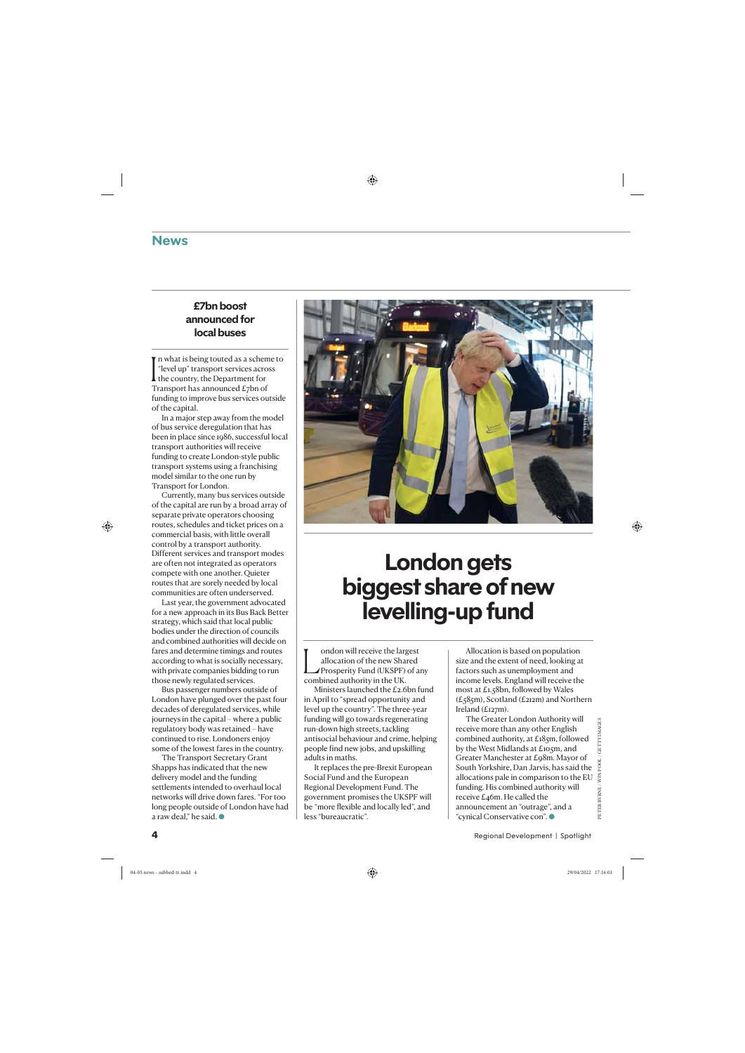## News

### £7bn boost announced for local buses

In what is being touted as a scheme to "level up" transport services across the country, the Department for Transport has announced £7bn of funding to improve bus services outside of the capital.

In a major step away from the model of bus service deregulation that has been in place since 1986, successful local transport authorities will receive funding to create London-style public transport systems using a franchising model similar to the one run by Transport for London.

Currently, many bus services outside of the capital are run by a broad array of separate private operators choosing routes, schedules and ticket prices on a commercial basis, with little overall control by a transport authority. Different services and transport modes are often not integrated as operators compete with one another. Quieter routes that are sorely needed by local communities are often underserved.

Last year, the government advocated for a new approach in its Bus Back Better strategy, which said that local public bodies under the direction of councils and combined authorities will decide on fares and determine timings and routes according to what is socially necessary, with private companies bidding to run those newly regulated services.

Bus passenger numbers outside of London have plunged over the past four decades of deregulated services, while journeys in the capital – where a public regulatory body was retained – have continued to rise. Londoners enjoy some of the lowest fares in the country.

The Transport Secretary Grant Shapps has indicated that the new delivery model and the funding settlements intended to overhaul local networks will drive down fares. "For too long people outside of London have had a raw deal," he said.

# London gets biggest share of new levelling-up fund

London will receive the largest allocation of the new Shared Prosperity Fund (UKSPF) of any combined authority in the UK.

Ministers launched the £2.6bn fund in April to "spread opportunity and level up the country". The three-year funding will go towards regenerating run-down high streets, tackling antisocial behaviour and crime, helping people find new jobs, and upskilling adults in maths.

It replaces the pre-Brexit European Social Fund and the European Regional Development Fund. The government promises the UKSPF will be "more flexible and locally led", and less "bureaucratic".

Allocation is based on population size and the extent of need, looking at factors such as unemployment and income levels. England will receive the most at £1.58bn, followed by Wales (£585m), Scotland (£212m) and Northern Ireland (£127m).

The Greater London Authority will receive more than any other English combined authority, at £185m, followed by the West Midlands at £105m, and Greater Manchester at £98m. Mayor of South Yorkshire, Dan Jarvis, has said the allocations pale in comparison to the EU funding. His combined authority will receive £46m. He called the announcement an "outrage", and a "cynical Conservative con".

PETER BYRNE / WPA POOL / GETTY IMAGES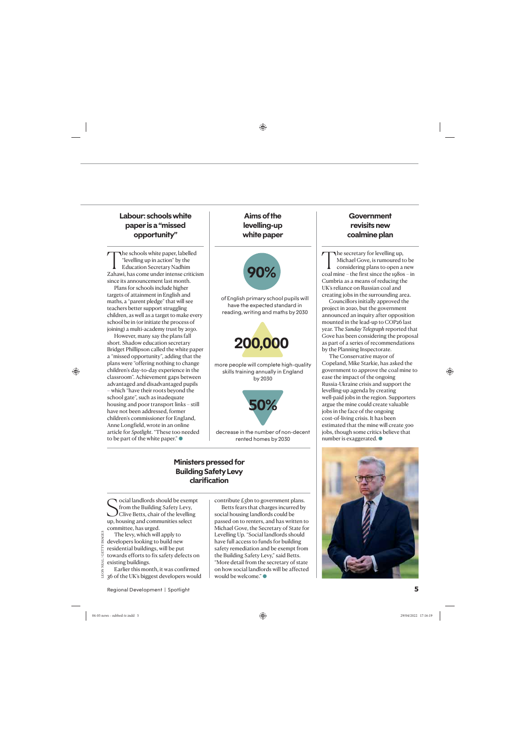## Labour: schools white paper is a "missed opportunity"

The schools white paper, labelled "levelling up in action" by the Education Secretary Nadhim Zahawi, has come under intense criticism since its announcement last month.

Plans for schools include higher targets of attainment in English and maths, a "parent pledge" that will see teachers better support struggling children, as well as a target to make every school be in (or initiate the process of joining) a multi-academy trust by 2030.

However, many say the plans fall short. Shadow education secretary Bridget Phillipson called the white paper a "missed opportunity", adding that the plans were "offering nothing to change children's day-to-day experience in the classroom". Achievement gaps between advantaged and disadvantaged pupils – which "have their roots beyond the school gate", such as inadequate housing and poor transport links – still have not been addressed, former children's commissioner for England, Anne Longfield, wrote in an online article for *Spotlight*. "These too needed to be part of the white paper."

## Aims of the levelling-up white paper

**90%**

of English primary school pupils will have the expected standard in reading, writing and maths by 2030

**200,000**

more people will complete high-quality skills training annually in England by 2030

**50%**

decrease in the number of non-decent rented homes by 2030

## Government revisits new coalmine plan

The secretary for levelling up, Michael Gove, is rumoured to be considering plans to open a new coal mine – the first since the 1980s – in Cumbria as a means of reducing the UK's reliance on Russian coal and creating jobs in the surrounding area.

Councillors initially approved the project in 2020, but the government announced an inquiry after opposition mounted in the lead-up to COP26 last year. The *Sunday Telegraph* reported that Gove has been considering the proposal as part of a series of recommendations by the Planning Inspectorate.

The Conservative mayor of Copeland, Mike Starkie, has asked the government to approve the coal mine to ease the impact of the ongoing Russia-Ukraine crisis and support the levelling-up agenda by creating well-paid jobs in the region. Supporters argue the mine could create valuable jobs in the face of the ongoing cost-of-living crisis. It has been estimated that the mine will create 500 jobs, though some critics believe that number is exaggerated.

## Ministers pressed for Building Safety Levy clarification

Social landlords should be exempt from the Building Safety Levy, Clive Betts, chair of the levelling up, housing and communities select committee, has urged.

The levy, which will apply to developers looking to build new residential buildings, will be put towards efforts to fix safety defects on existing buildings.

Earlier this month, it was confirmed 36 of the UK's biggest developers would contribute £5bn to government plans.

Betts fears that charges incurred by social housing landlords could be passed on to renters, and has written to Michael Gove, the Secretary of State for Levelling Up. "Social landlords should have full access to funds for building safety remediation and be exempt from the Building Safety Levy," said Betts. "More detail from the secretary of state on how social landlords will be affected would be welcome."

LEON NEAL / GETTY IMAGES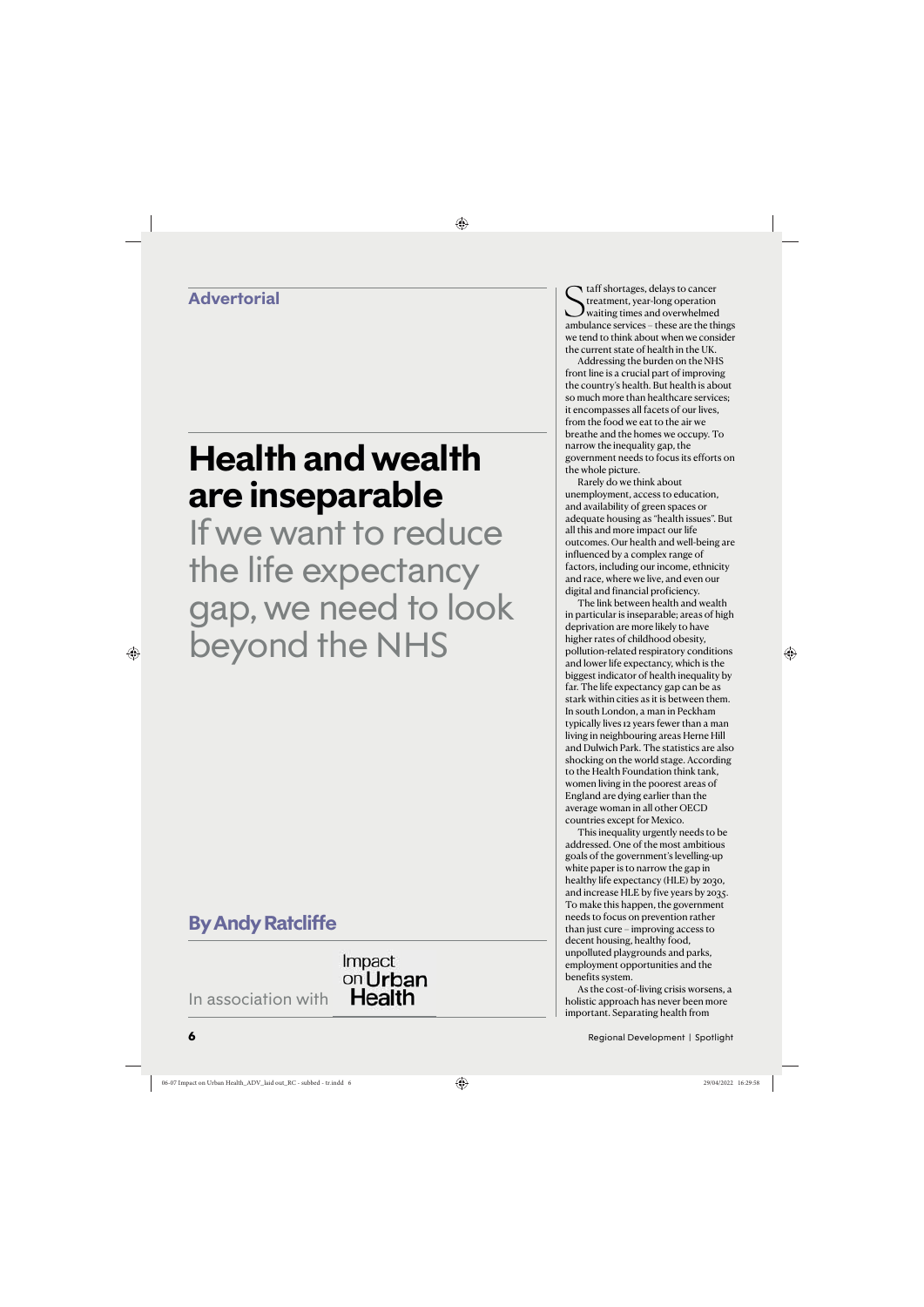Advertorial

# Health and wealth are inseparable

## If we want to reduce the life expectancy gap, we need to look beyond the NHS

**By Andy Ratcliffe**

In association with Impact on Urban Health

Staff shortages, delays to cancer treatment, year-long operation waiting times and overwhelmed ambulance services – these are the things we tend to think about when we consider the current state of health in the UK.

Addressing the burden on the NHS front line is a crucial part of improving the country's health. But health is about so much more than healthcare services; it encompasses all facets of our lives, from the food we eat to the air we breathe and the homes we occupy. To narrow the inequality gap, the government needs to focus its efforts on the whole picture.

Rarely do we think about unemployment, access to education, and availability of green spaces or adequate housing as "health issues". But all this and more impact our life outcomes. Our health and well-being are influenced by a complex range of factors, including our income, ethnicity and race, where we live, and even our digital and financial proficiency.

The link between health and wealth in particular is inseparable; areas of high deprivation are more likely to have higher rates of childhood obesity, pollution-related respiratory conditions and lower life expectancy, which is the biggest indicator of health inequality by far. The life expectancy gap can be as stark within cities as it is between them. In south London, a man in Peckham typically lives 12 years fewer than a man living in neighbouring areas Herne Hill and Dulwich Park. The statistics are also shocking on the world stage. According to the Health Foundation think tank, women living in the poorest areas of England are dying earlier than the average woman in all other OECD countries except for Mexico.

This inequality urgently needs to be addressed. One of the most ambitious goals of the government's levelling-up white paper is to narrow the gap in healthy life expectancy (HLE) by 2030, and increase HLE by five years by 2035. To make this happen, the government needs to focus on prevention rather than just cure – improving access to decent housing, healthy food, unpolluted playgrounds and parks, employment opportunities and the benefits system.

As the cost-of-living crisis worsens, a holistic approach has never been more important. Separating health from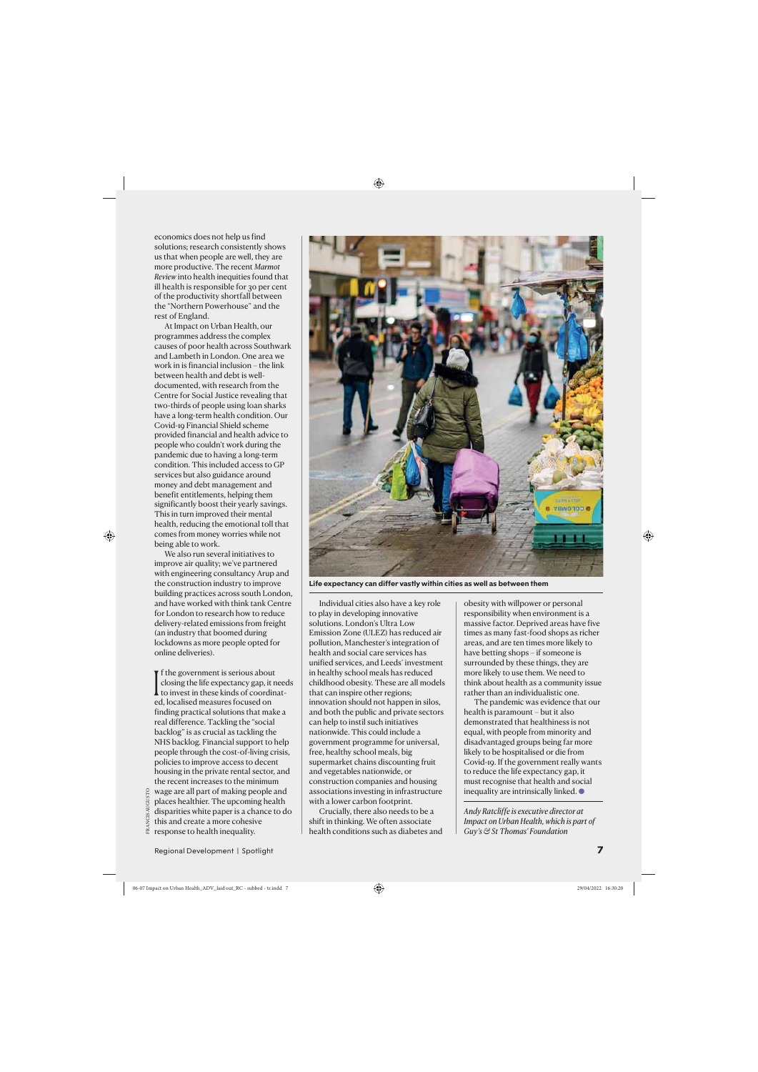economics does not help us find solutions; research consistently shows us that when people are well, they are more productive. The recent *Marmot Review* into health inequities found that ill health is responsible for 30 per cent of the productivity shortfall between the "Northern Powerhouse" and the rest of England.

At Impact on Urban Health, our programmes address the complex causes of poor health across Southwark and Lambeth in London. One area we work in is financial inclusion – the link between health and debt is well-documented, with research from the Centre for Social Justice revealing that two-thirds of people using loan sharks have a long-term health condition. Our Covid-19 Financial Shield scheme provided financial and health advice to people who couldn't work during the pandemic due to having a long-term condition. This included access to GP services but also guidance around money and debt management and benefit entitlements, helping them significantly boost their yearly savings. This in turn improved their mental health, reducing the emotional toll that comes from money worries while not being able to work.

We also run several initiatives to improve air quality; we've partnered with engineering consultancy Arup and the construction industry to improve building practices across south London, and have worked with think tank Centre for London to research how to reduce delivery-related emissions from freight (an industry that boomed during lockdowns as more people opted for online deliveries).

If the government is serious about closing the life expectancy gap, it needs to invest in these kinds of coordinated, localised measures focused on finding practical solutions that make a real difference. Tackling the "social backlog" is as crucial as tackling the NHS backlog. Financial support to help people through the cost-of-living crisis, policies to improve access to decent housing in the private rental sector, and the recent increases to the minimum wage are all part of making people and places healthier. The upcoming health disparities white paper is a chance to do this and create a more cohesive response to health inequality.

FRANCIS AUGUSTO

**Life expectancy can differ vastly within cities as well as between them**

Individual cities also have a key role to play in developing innovative solutions. London's Ultra Low Emission Zone (ULEZ) has reduced air pollution, Manchester's integration of health and social care services has unified services, and Leeds' investment in healthy school meals has reduced childhood obesity. These are all models that can inspire other regions; innovation should not happen in silos, and both the public and private sectors can help to instil such initiatives nationwide. This could include a government programme for universal, free, healthy school meals, big supermarket chains discounting fruit and vegetables nationwide, or construction companies and housing associations investing in infrastructure with a lower carbon footprint.

Crucially, there also needs to be a shift in thinking. We often associate health conditions such as diabetes and obesity with willpower or personal responsibility when environment is a massive factor. Deprived areas have five times as many fast-food shops as richer areas, and are ten times more likely to have betting shops – if someone is surrounded by these things, they are more likely to use them. We need to think about health as a community issue rather than an individualistic one.

The pandemic was evidence that our health is paramount – but it also demonstrated that healthiness is not equal, with people from minority and disadvantaged groups being far more likely to be hospitalised or die from Covid-19. If the government really wants to reduce the life expectancy gap, it must recognise that health and social inequality are intrinsically linked. ●

*Andy Ratcliffe is executive director at Impact on Urban Health, which is part of Guy's & St Thomas' Foundation*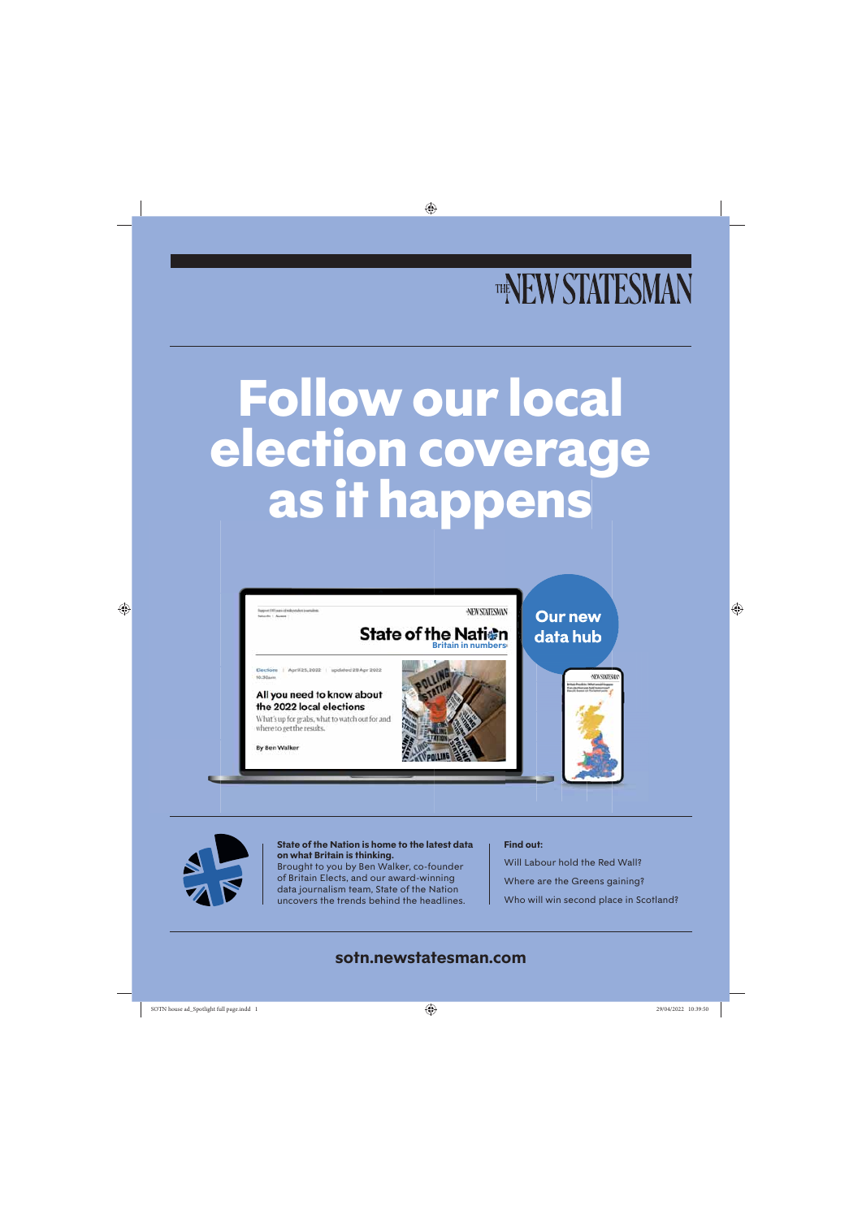THE NEW STATESMAN

# Follow our local election coverage as it happens

Our new data hub

**State of the Nation is home to the latest data on what Britain is thinking.**
Brought to you by Ben Walker, co-founder of Britain Elects, and our award-winning data journalism team, State of the Nation uncovers the trends behind the headlines.

**Find out:**

Will Labour hold the Red Wall?

Where are the Greens gaining?

Who will win second place in Scotland?

**sotn.newstatesman.com**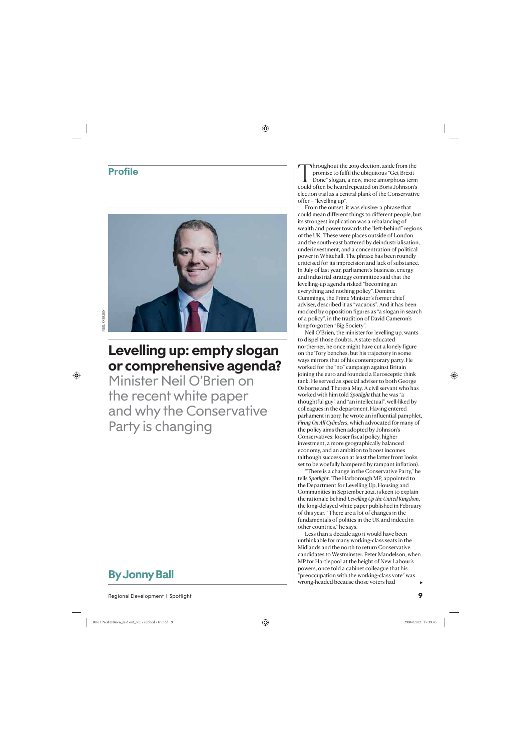Profile

# Levelling up: empty slogan or comprehensive agenda?

## Minister Neil O'Brien on the recent white paper and why the Conservative Party is changing

**By Jonny Ball**

Throughout the 2019 election, aside from the promise to fulfil the ubiquitous "Get Brexit Done" slogan, a new, more amorphous term could often be heard repeated on Boris Johnson's election trail as a central plank of the Conservative offer – "levelling up".

From the outset, it was elusive: a phrase that could mean different things to different people, but its strongest implication was a rebalancing of wealth and power towards the "left-behind" regions of the UK. These were places outside of London and the south-east battered by deindustrialisation, underinvestment, and a concentration of political power in Whitehall. The phrase has been roundly criticised for its imprecision and lack of substance. In July of last year, parliament's business, energy and industrial strategy committee said that the levelling-up agenda risked "becoming an everything and nothing policy". Dominic Cummings, the Prime Minister's former chief adviser, described it as "vacuous". And it has been mocked by opposition figures as "a slogan in search of a policy", in the tradition of David Cameron's long-forgotten "Big Society".

Neil O'Brien, the minister for levelling up, wants to dispel those doubts. A state-educated northerner, he once might have cut a lonely figure on the Tory benches, but his trajectory in some ways mirrors that of his contemporary party. He worked for the "no" campaign against Britain joining the euro and founded a Eurosceptic think tank. He served as special adviser to both George Osborne and Theresa May. A civil servant who has worked with him told *Spotlight* that he was "a thoughtful guy" and "an intellectual", well-liked by colleagues in the department. Having entered parliament in 2017, he wrote an influential pamphlet, *Firing On All Cylinders*, which advocated for many of the policy aims then adopted by Johnson's Conservatives: looser fiscal policy, higher investment, a more geographically balanced economy, and an ambition to boost incomes (although success on at least the latter front looks set to be woefully hampered by rampant inflation).

"There is a change in the Conservative Party," he tells *Spotlight*. The Harborough MP, appointed to the Department for Levelling Up, Housing and Communities in September 2021, is keen to explain the rationale behind *Levelling Up the United Kingdom*, the long-delayed white paper published in February of this year. "There are a lot of changes in the fundamentals of politics in the UK and indeed in other countries," he says.

Less than a decade ago it would have been unthinkable for many working-class seats in the Midlands and the north to return Conservative candidates to Westminster. Peter Mandelson, when MP for Hartlepool at the height of New Labour's powers, once told a cabinet colleague that his "preoccupation with the working-class vote" was wrong-headed because those voters had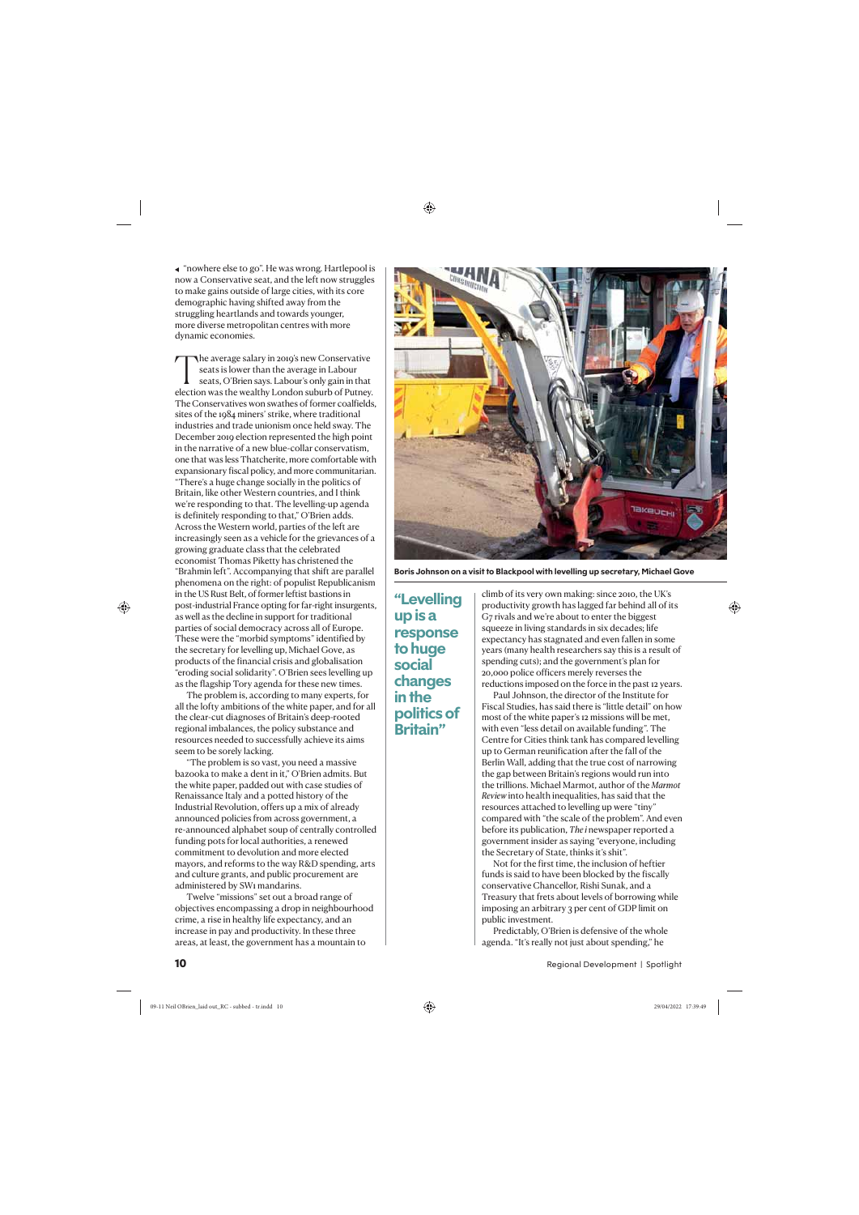"nowhere else to go". He was wrong. Hartlepool is now a Conservative seat, and the left now struggles to make gains outside of large cities, with its core demographic having shifted away from the struggling heartlands and towards younger, more diverse metropolitan centres with more dynamic economies.

The average salary in 2019's new Conservative seats is lower than the average in Labour seats, O'Brien says. Labour's only gain in that election was the wealthy London suburb of Putney. The Conservatives won swathes of former coalfields, sites of the 1984 miners' strike, where traditional industries and trade unionism once held sway. The December 2019 election represented the high point in the narrative of a new blue-collar conservatism, one that was less Thatcherite, more comfortable with expansionary fiscal policy, and more communitarian. "There's a huge change socially in the politics of Britain, like other Western countries, and I think we're responding to that. The levelling-up agenda is definitely responding to that," O'Brien adds. Across the Western world, parties of the left are increasingly seen as a vehicle for the grievances of a growing graduate class that the celebrated economist Thomas Piketty has christened the "Brahmin left". Accompanying that shift are parallel phenomena on the right: of populist Republicanism in the US Rust Belt, of former leftist bastions in post-industrial France opting for far-right insurgents, as well as the decline in support for traditional parties of social democracy across all of Europe. These were the "morbid symptoms" identified by the secretary for levelling up, Michael Gove, as products of the financial crisis and globalisation "eroding social solidarity". O'Brien sees levelling up as the flagship Tory agenda for these new times.

The problem is, according to many experts, for all the lofty ambitions of the white paper, and for all the clear-cut diagnoses of Britain's deep-rooted regional imbalances, the policy substance and resources needed to successfully achieve its aims seem to be sorely lacking.

"The problem is so vast, you need a massive bazooka to make a dent in it," O'Brien admits. But the white paper, padded out with case studies of Renaissance Italy and a potted history of the Industrial Revolution, offers up a mix of already announced policies from across government, a re-announced alphabet soup of centrally controlled funding pots for local authorities, a renewed commitment to devolution and more elected mayors, and reforms to the way R&D spending, arts and culture grants, and public procurement are administered by SW1 mandarins.

Twelve "missions" set out a broad range of objectives encompassing a drop in neighbourhood crime, a rise in healthy life expectancy, and an increase in pay and productivity. In these three areas, at least, the government has a mountain to climb of its very own making: since 2010, the UK's productivity growth has lagged far behind all of its G7 rivals and we're about to enter the biggest squeeze in living standards in six decades; life expectancy has stagnated and even fallen in some years (many health researchers say this is a result of spending cuts); and the government's plan for 20,000 police officers merely reverses the reductions imposed on the force in the past 12 years.

Boris Johnson on a visit to Blackpool with levelling up secretary, Michael Gove

> **"Levelling up is a response to huge social changes in the politics of Britain"**

Paul Johnson, the director of the Institute for Fiscal Studies, has said there is "little detail" on how most of the white paper's 12 missions will be met, with even "less detail on available funding". The Centre for Cities think tank has compared levelling up to German reunification after the fall of the Berlin Wall, adding that the true cost of narrowing the gap between Britain's regions would run into the trillions. Michael Marmot, author of the *Marmot Review* into health inequalities, has said that the resources attached to levelling up were "tiny" compared with "the scale of the problem". And even before its publication, *The i* newspaper reported a government insider as saying "everyone, including the Secretary of State, thinks it's shit".

Not for the first time, the inclusion of heftier funds is said to have been blocked by the fiscally conservative Chancellor, Rishi Sunak, and a Treasury that frets about levels of borrowing while imposing an arbitrary 3 per cent of GDP limit on public investment.

Predictably, O'Brien is defensive of the whole agenda. "It's really not just about spending," he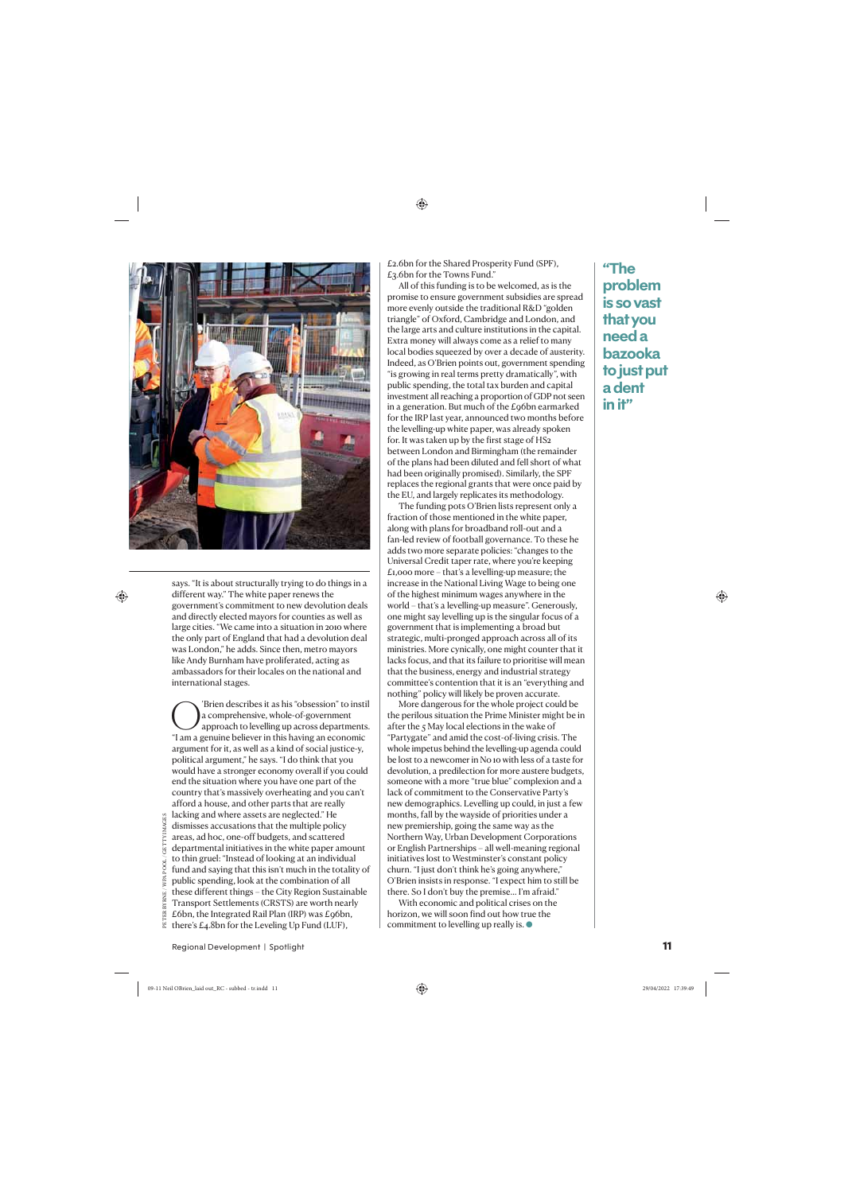says. "It is about structurally trying to do things in a different way." The white paper renews the government's commitment to new devolution deals and directly elected mayors for counties as well as large cities. "We came into a situation in 2010 where the only part of England that had a devolution deal was London," he adds. Since then, metro mayors like Andy Burnham have proliferated, acting as ambassadors for their locales on the national and international stages.

O'Brien describes it as his "obsession" to instil a comprehensive, whole-of-government approach to levelling up across departments. "I am a genuine believer in this having an economic argument for it, as well as a kind of social justice-y, political argument," he says. "I do think that you would have a stronger economy overall if you could end the situation where you have one part of the country that's massively overheating and you can't afford a house, and other parts that are really lacking and where assets are neglected." He dismisses accusations that the multiple policy areas, ad hoc, one-off budgets, and scattered departmental initiatives in the white paper amount to thin gruel: "Instead of looking at an individual fund and saying that this isn't much in the totality of public spending, look at the combination of all these different things – the City Region Sustainable Transport Settlements (CRSTS) are worth nearly £6bn, the Integrated Rail Plan (IRP) was £96bn, there's £4.8bn for the Leveling Up Fund (LUF), £2.6bn for the Shared Prosperity Fund (SPF), £3.6bn for the Towns Fund."

All of this funding is to be welcomed, as is the promise to ensure government subsidies are spread more evenly outside the traditional R&D "golden triangle" of Oxford, Cambridge and London, and the large arts and culture institutions in the capital. Extra money will always come as a relief to many local bodies squeezed by over a decade of austerity. Indeed, as O'Brien points out, government spending "is growing in real terms pretty dramatically", with public spending, the total tax burden and capital investment all reaching a proportion of GDP not seen in a generation. But much of the £96bn earmarked for the IRP last year, announced two months before the levelling-up white paper, was already spoken for. It was taken up by the first stage of HS2 between London and Birmingham (the remainder of the plans had been diluted and fell short of what had been originally promised). Similarly, the SPF replaces the regional grants that were once paid by the EU, and largely replicates its methodology.

The funding pots O'Brien lists represent only a fraction of those mentioned in the white paper, along with plans for broadband roll-out and a fan-led review of football governance. To these he adds two more separate policies: "changes to the Universal Credit taper rate, where you're keeping £1,000 more – that's a levelling-up measure; the increase in the National Living Wage to being one of the highest minimum wages anywhere in the world – that's a levelling-up measure". Generously, one might say levelling up is the singular focus of a government that is implementing a broad but strategic, multi-pronged approach across all of its ministries. More cynically, one might counter that it lacks focus, and that its failure to prioritise will mean that the business, energy and industrial strategy committee's contention that it is an "everything and nothing" policy will likely be proven accurate.

More dangerous for the whole project could be the perilous situation the Prime Minister might be in after the 5 May local elections in the wake of "Partygate" and amid the cost-of-living crisis. The whole impetus behind the levelling-up agenda could be lost to a newcomer in No 10 with less of a taste for devolution, a predilection for more austere budgets, someone with a more "true blue" complexion and a lack of commitment to the Conservative Party's new demographics. Levelling up could, in just a few months, fall by the wayside of priorities under a new premiership, going the same way as the Northern Way, Urban Development Corporations or English Partnerships – all well-meaning regional initiatives lost to Westminster's constant policy churn. "I just don't think he's going anywhere," O'Brien insists in response. "I expect him to still be there. So I don't buy the premise… I'm afraid."

With economic and political crises on the horizon, we will soon find out how true the commitment to levelling up really is. ●

**"The problem is so vast that you need a bazooka to just put a dent in it"**

PETER BYRNE / WPA POOL / GETTY IMAGES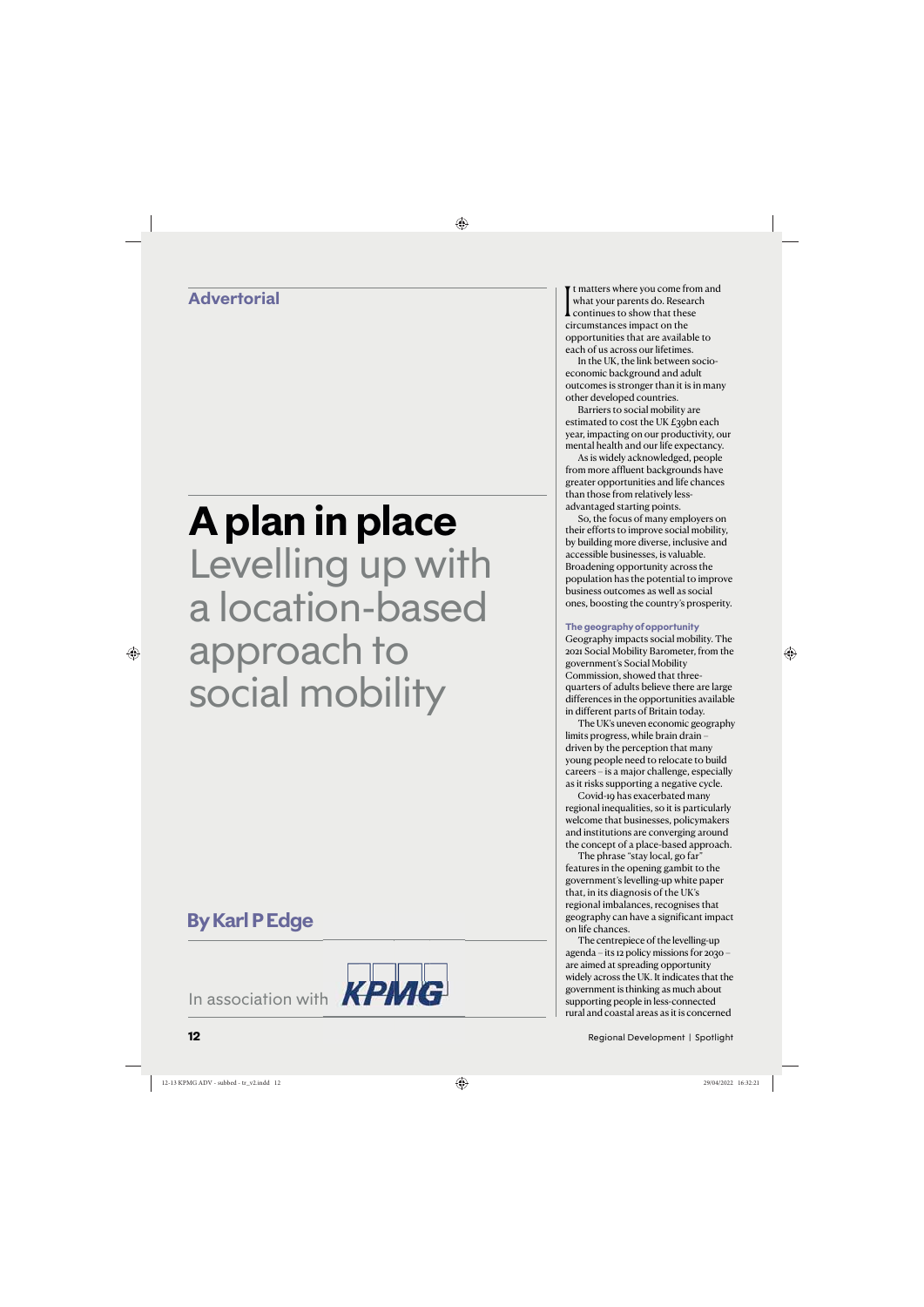Advertorial

# A plan in place

## Levelling up with a location-based approach to social mobility

**By Karl P Edge**

In association with KPMG

It matters where you come from and what your parents do. Research continues to show that these circumstances impact on the opportunities that are available to each of us across our lifetimes.

In the UK, the link between socio-economic background and adult outcomes is stronger than it is in many other developed countries.

Barriers to social mobility are estimated to cost the UK £39bn each year, impacting on our productivity, our mental health and our life expectancy.

As is widely acknowledged, people from more affluent backgrounds have greater opportunities and life chances than those from relatively less-advantaged starting points.

So, the focus of many employers on their efforts to improve social mobility, by building more diverse, inclusive and accessible businesses, is valuable. Broadening opportunity across the population has the potential to improve business outcomes as well as social ones, boosting the country's prosperity.

**The geography of opportunity**

Geography impacts social mobility. The 2021 Social Mobility Barometer, from the government's Social Mobility Commission, showed that three-quarters of adults believe there are large differences in the opportunities available in different parts of Britain today.

The UK's uneven economic geography limits progress, while brain drain – driven by the perception that many young people need to relocate to build careers – is a major challenge, especially as it risks supporting a negative cycle.

Covid-19 has exacerbated many regional inequalities, so it is particularly welcome that businesses, policymakers and institutions are converging around the concept of a place-based approach.

The phrase "stay local, go far" features in the opening gambit to the government's levelling-up white paper that, in its diagnosis of the UK's regional imbalances, recognises that geography can have a significant impact on life chances.

The centrepiece of the levelling-up agenda – its 12 policy missions for 2030 – are aimed at spreading opportunity widely across the UK. It indicates that the government is thinking as much about supporting people in less-connected rural and coastal areas as it is concerned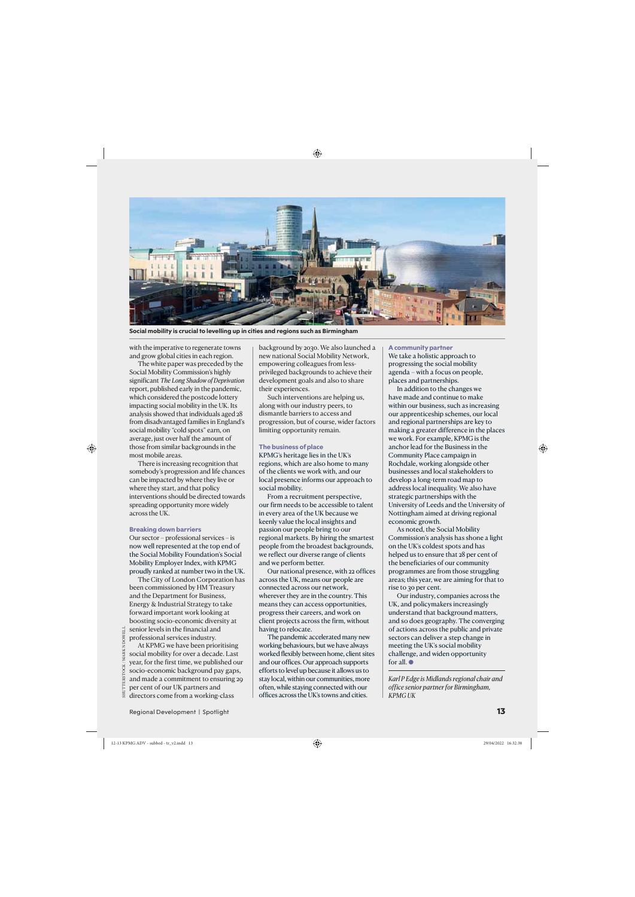Social mobility is crucial to levelling up in cities and regions such as Birmingham

with the imperative to regenerate towns and grow global cities in each region.

The white paper was preceded by the Social Mobility Commission's highly significant *The Long Shadow of Deprivation* report, published early in the pandemic, which considered the postcode lottery impacting social mobility in the UK. Its analysis showed that individuals aged 28 from disadvantaged families in England's social mobility "cold spots" earn, on average, just over half the amount of those from similar backgrounds in the most mobile areas.

There is increasing recognition that somebody's progression and life chances can be impacted by where they live or where they start, and that policy interventions should be directed towards spreading opportunity more widely across the UK.

### Breaking down barriers

Our sector – professional services – is now well represented at the top end of the Social Mobility Foundation's Social Mobility Employer Index, with KPMG proudly ranked at number two in the UK.

The City of London Corporation has been commissioned by HM Treasury and the Department for Business, Energy & Industrial Strategy to take forward important work looking at boosting socio-economic diversity at senior levels in the financial and professional services industry.

At KPMG we have been prioritising social mobility for over a decade. Last year, for the first time, we published our socio-economic background pay gaps, and made a commitment to ensuring 29 per cent of our UK partners and directors come from a working-class background by 2030. We also launched a new national Social Mobility Network, empowering colleagues from less-privileged backgrounds to achieve their development goals and also to share their experiences.

Such interventions are helping us, along with our industry peers, to dismantle barriers to access and progression, but of course, wider factors limiting opportunity remain.

### The business of place

KPMG's heritage lies in the UK's regions, which are also home to many of the clients we work with, and our local presence informs our approach to social mobility.

From a recruitment perspective, our firm needs to be accessible to talent in every area of the UK because we keenly value the local insights and passion our people bring to our regional markets. By hiring the smartest people from the broadest backgrounds, we reflect our diverse range of clients and we perform better.

Our national presence, with 22 offices across the UK, means our people are connected across our network, wherever they are in the country. This means they can access opportunities, progress their careers, and work on client projects across the firm, without having to relocate.

The pandemic accelerated many new working behaviours, but we have always worked flexibly between home, client sites and our offices. Our approach supports efforts to level up because it allows us to stay local, within our communities, more often, while staying connected with our offices across the UK's towns and cities.

### A community partner

We take a holistic approach to progressing the social mobility agenda – with a focus on people, places and partnerships.

In addition to the changes we have made and continue to make within our business, such as increasing our apprenticeship schemes, our local and regional partnerships are key to making a greater difference in the places we work. For example, KPMG is the anchor lead for the Business in the Community Place campaign in Rochdale, working alongside other businesses and local stakeholders to develop a long-term road map to address local inequality. We also have strategic partnerships with the University of Leeds and the University of Nottingham aimed at driving regional economic growth.

As noted, the Social Mobility Commission's analysis has shone a light on the UK's coldest spots and has helped us to ensure that 28 per cent of the beneficiaries of our community programmes are from those struggling areas; this year, we are aiming for that to rise to 30 per cent.

Our industry, companies across the UK, and policymakers increasingly understand that background matters, and so does geography. The converging of actions across the public and private sectors can deliver a step change in meeting the UK's social mobility challenge, and widen opportunity for all. ●

*Karl P Edge is Midlands regional chair and office senior partner for Birmingham, KPMG UK*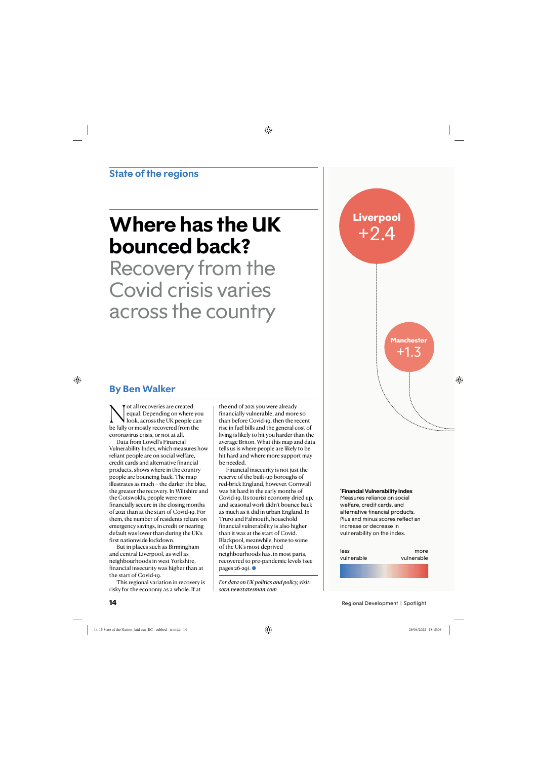State of the regions

# Where has the UK bounced back?

## Recovery from the Covid crisis varies across the country

**By Ben Walker**

Not all recoveries are created equal. Depending on where you look, across the UK people can be fully or mostly recovered from the coronavirus crisis, or not at all.

Data from Lowell's Financial Vulnerability Index, which measures how reliant people are on social welfare, credit cards and alternative financial products, shows where in the country people are bouncing back. The map illustrates as much – the darker the blue, the greater the recovery. In Wiltshire and the Cotswolds, people were more financially secure in the closing months of 2021 than at the start of Covid-19. For them, the number of residents reliant on emergency savings, in credit or nearing default was lower than during the UK's first nationwide lockdown.

But in places such as Birmingham and central Liverpool, as well as neighbourhoods in west Yorkshire, financial insecurity was higher than at the start of Covid-19.

This regional variation in recovery is risky for the economy as a whole. If at the end of 2021 you were already financially vulnerable, and more so than before Covid-19, then the recent rise in fuel bills and the general cost of living is likely to hit you harder than the average Briton. What this map and data tells us is where people are likely to be hit hard and where more support may be needed.

Financial insecurity is not just the reserve of the built-up boroughs of red-brick England, however. Cornwall was hit hard in the early months of Covid-19. Its tourist economy dried up, and seasonal work didn't bounce back as much as it did in urban England. In Truro and Falmouth, household financial vulnerability is also higher than it was at the start of Covid. Blackpool, meanwhile, home to some of the UK's most deprived neighbourhoods has, in most parts, recovered to pre-pandemic levels (see pages 26-29). ●

*For data on UK politics and policy, visit: sotn.newstatesman.com*

**Liverpool** +2.4

**Manchester** +1.3

**\*Financial Vulnerability Index**
Measures reliance on social welfare, credit cards, and alternative financial products. Plus and minus scores reflect an increase or decrease in vulnerability on the index.

less vulnerable — more vulnerable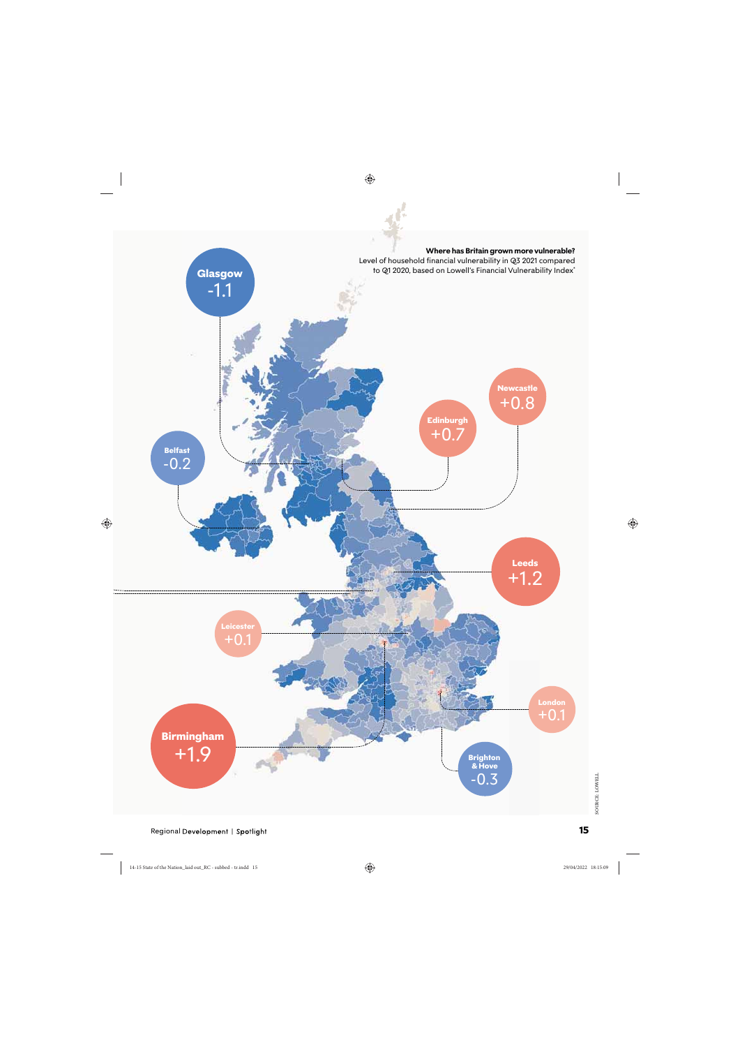**Where has Britain grown more vulnerable?**

Level of household financial vulnerability in Q3 2021 compared to Q1 2020, based on Lowell's Financial Vulnerability Index*

| City | Change |
| --- | --- |
| Glasgow | -1.1 |
| Belfast | -0.2 |
| Edinburgh | +0.7 |
| Newcastle | +0.8 |
| Leeds | +1.2 |
| Leicester | +0.1 |
| Birmingham | +1.9 |
| London | +0.1 |
| Brighton & Hove | -0.3 |

SOURCE: LOWELL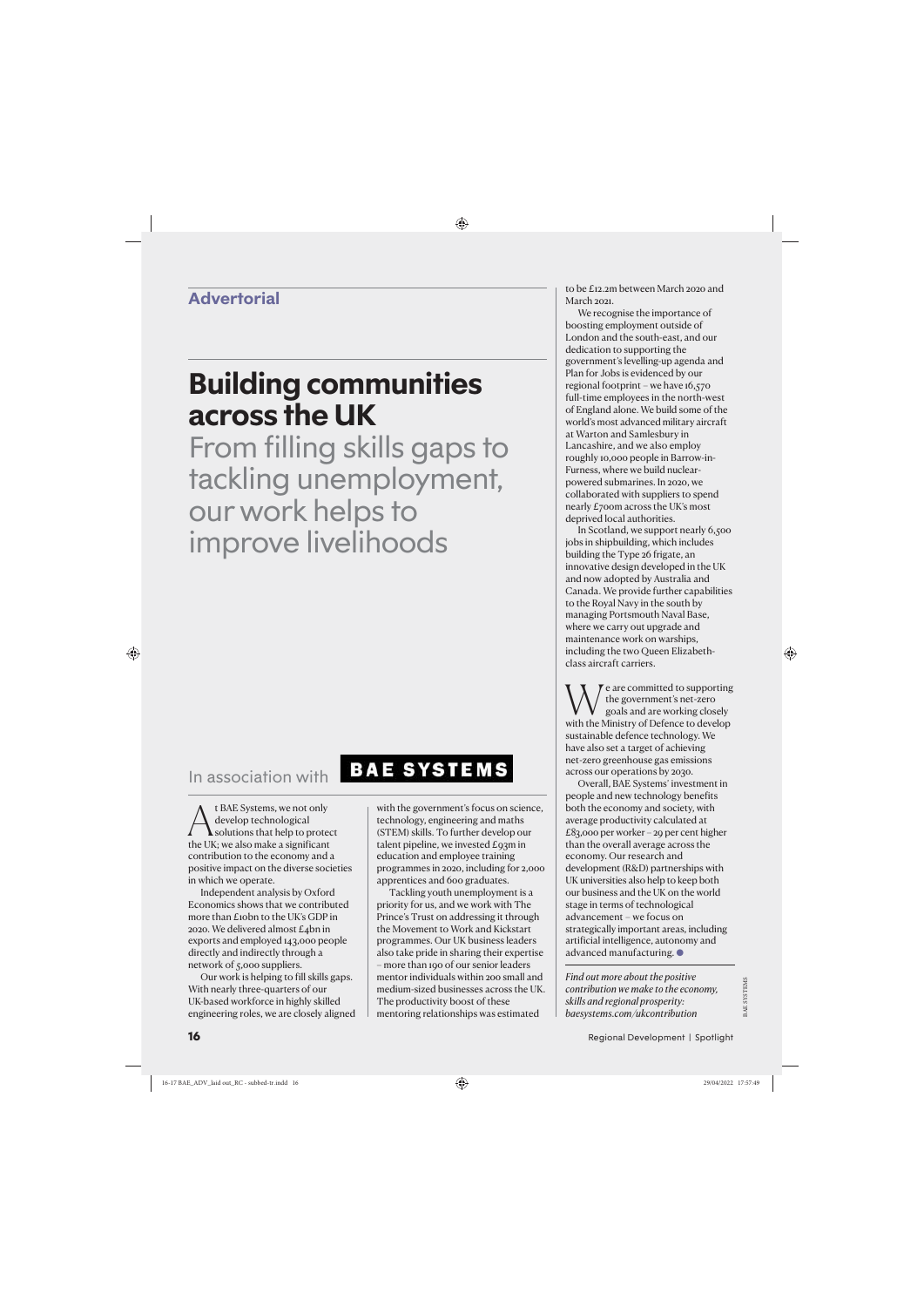**Advertorial**

# Building communities across the UK

## From filling skills gaps to tackling unemployment, our work helps to improve livelihoods

In association with BAE SYSTEMS

At BAE Systems, we not only develop technological solutions that help to protect the UK; we also make a significant contribution to the economy and a positive impact on the diverse societies in which we operate.

Independent analysis by Oxford Economics shows that we contributed more than £10bn to the UK's GDP in 2020. We delivered almost £4bn in exports and employed 143,000 people directly and indirectly through a network of 5,000 suppliers.

Our work is helping to fill skills gaps. With nearly three-quarters of our UK-based workforce in highly skilled engineering roles, we are closely aligned with the government's focus on science, technology, engineering and maths (STEM) skills. To further develop our talent pipeline, we invested £93m in education and employee training programmes in 2020, including for 2,000 apprentices and 600 graduates.

Tackling youth unemployment is a priority for us, and we work with The Prince's Trust on addressing it through the Movement to Work and Kickstart programmes. Our UK business leaders also take pride in sharing their expertise – more than 190 of our senior leaders mentor individuals within 200 small and medium-sized businesses across the UK. The productivity boost of these mentoring relationships was estimated to be £12.2m between March 2020 and March 2021.

We recognise the importance of boosting employment outside of London and the south-east, and our dedication to supporting the government's levelling-up agenda and Plan for Jobs is evidenced by our regional footprint – we have 16,570 full-time employees in the north-west of England alone. We build some of the world's most advanced military aircraft at Warton and Samlesbury in Lancashire, and we also employ roughly 10,000 people in Barrow-in-Furness, where we build nuclear-powered submarines. In 2020, we collaborated with suppliers to spend nearly £700m across the UK's most deprived local authorities.

In Scotland, we support nearly 6,500 jobs in shipbuilding, which includes building the Type 26 frigate, an innovative design developed in the UK and now adopted by Australia and Canada. We provide further capabilities to the Royal Navy in the south by managing Portsmouth Naval Base, where we carry out upgrade and maintenance work on warships, including the two Queen Elizabeth-class aircraft carriers.

We are committed to supporting the government's net-zero goals and are working closely with the Ministry of Defence to develop sustainable defence technology. We have also set a target of achieving net-zero greenhouse gas emissions across our operations by 2030.

Overall, BAE Systems' investment in people and new technology benefits both the economy and society, with average productivity calculated at £83,000 per worker – 29 per cent higher than the overall average across the economy. Our research and development (R&D) partnerships with UK universities also help to keep both our business and the UK on the world stage in terms of technological advancement – we focus on strategically important areas, including artificial intelligence, autonomy and advanced manufacturing. ●

*Find out more about the positive contribution we make to the economy, skills and regional prosperity: baesystems.com/ukcontribution*

BAE SYSTEMS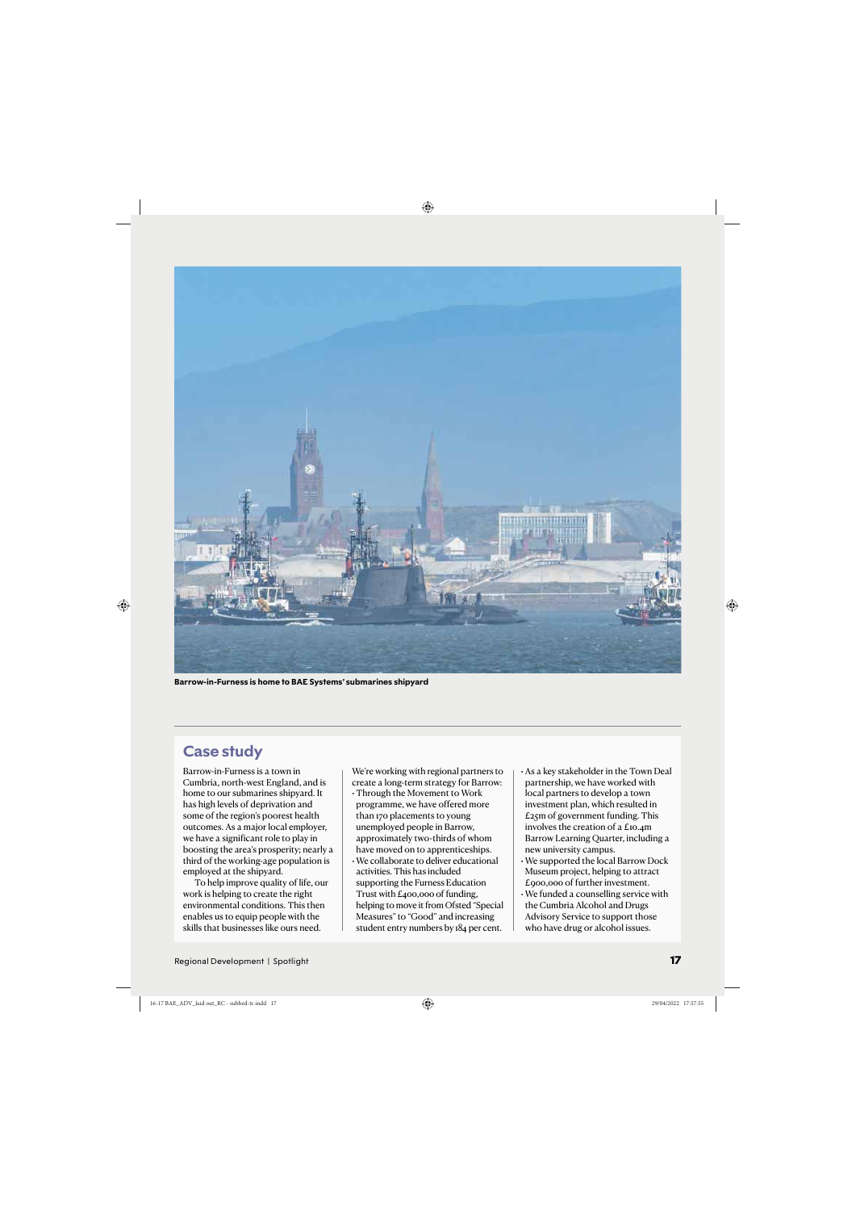Barrow-in-Furness is home to BAE Systems' submarines shipyard

## Case study

Barrow-in-Furness is a town in Cumbria, north-west England, and is home to our submarines shipyard. It has high levels of deprivation and some of the region's poorest health outcomes. As a major local employer, we have a significant role to play in boosting the area's prosperity; nearly a third of the working-age population is employed at the shipyard.

To help improve quality of life, our work is helping to create the right environmental conditions. This then enables us to equip people with the skills that businesses like ours need.

We're working with regional partners to create a long-term strategy for Barrow:

- Through the Movement to Work programme, we have offered more than 170 placements to young unemployed people in Barrow, approximately two-thirds of whom have moved on to apprenticeships.
- We collaborate to deliver educational activities. This has included supporting the Furness Education Trust with £400,000 of funding, helping to move it from Ofsted "Special Measures" to "Good" and increasing student entry numbers by 184 per cent.
- As a key stakeholder in the Town Deal partnership, we have worked with local partners to develop a town investment plan, which resulted in £25m of government funding. This involves the creation of a £10.4m Barrow Learning Quarter, including a new university campus.
- We supported the local Barrow Dock Museum project, helping to attract £900,000 of further investment.
- We funded a counselling service with the Cumbria Alcohol and Drugs Advisory Service to support those who have drug or alcohol issues.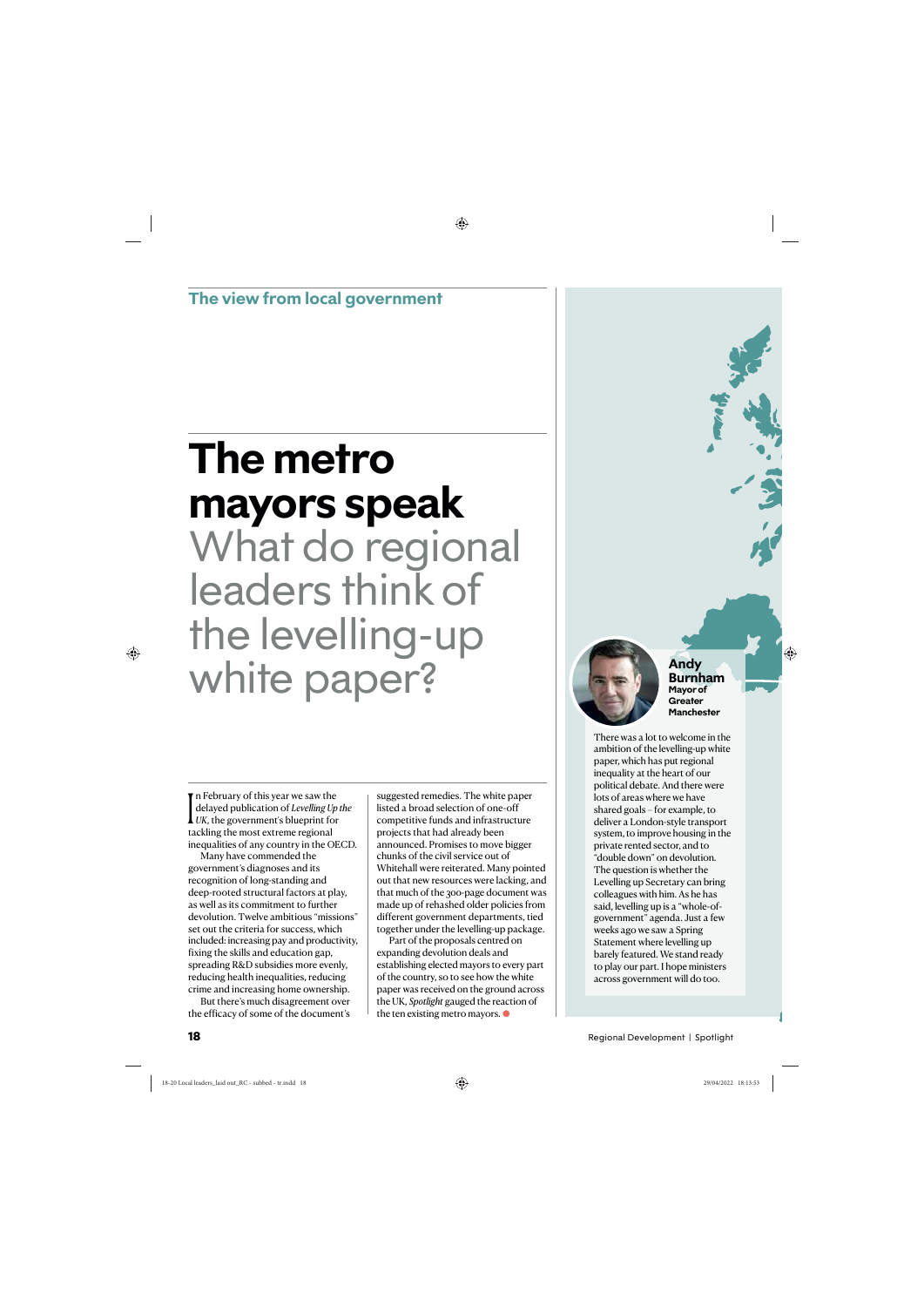The view from local government

# The metro mayors speak

## What do regional leaders think of the levelling-up white paper?

In February of this year we saw the delayed publication of *Levelling Up the UK*, the government's blueprint for tackling the most extreme regional inequalities of any country in the OECD.

Many have commended the government's diagnoses and its recognition of long-standing and deep-rooted structural factors at play, as well as its commitment to further devolution. Twelve ambitious "missions" set out the criteria for success, which included: increasing pay and productivity, fixing the skills and education gap, spreading R&D subsidies more evenly, reducing health inequalities, reducing crime and increasing home ownership.

But there's much disagreement over the efficacy of some of the document's suggested remedies. The white paper listed a broad selection of one-off competitive funds and infrastructure projects that had already been announced. Promises to move bigger chunks of the civil service out of Whitehall were reiterated. Many pointed out that new resources were lacking, and that much of the 300-page document was made up of rehashed older policies from different government departments, tied together under the levelling-up package.

Part of the proposals centred on expanding devolution deals and establishing elected mayors to every part of the country, so to see how the white paper was received on the ground across the UK, *Spotlight* gauged the reaction of the ten existing metro mayors.

### Andy Burnham
**Mayor of Greater Manchester**

There was a lot to welcome in the ambition of the levelling-up white paper, which has put regional inequality at the heart of our political debate. And there were lots of areas where we have shared goals – for example, to deliver a London-style transport system, to improve housing in the private rented sector, and to "double down" on devolution. The question is whether the Levelling up Secretary can bring colleagues with him. As he has said, levelling up is a "whole-of-government" agenda. Just a few weeks ago we saw a Spring Statement where levelling up barely featured. We stand ready to play our part. I hope ministers across government will do too.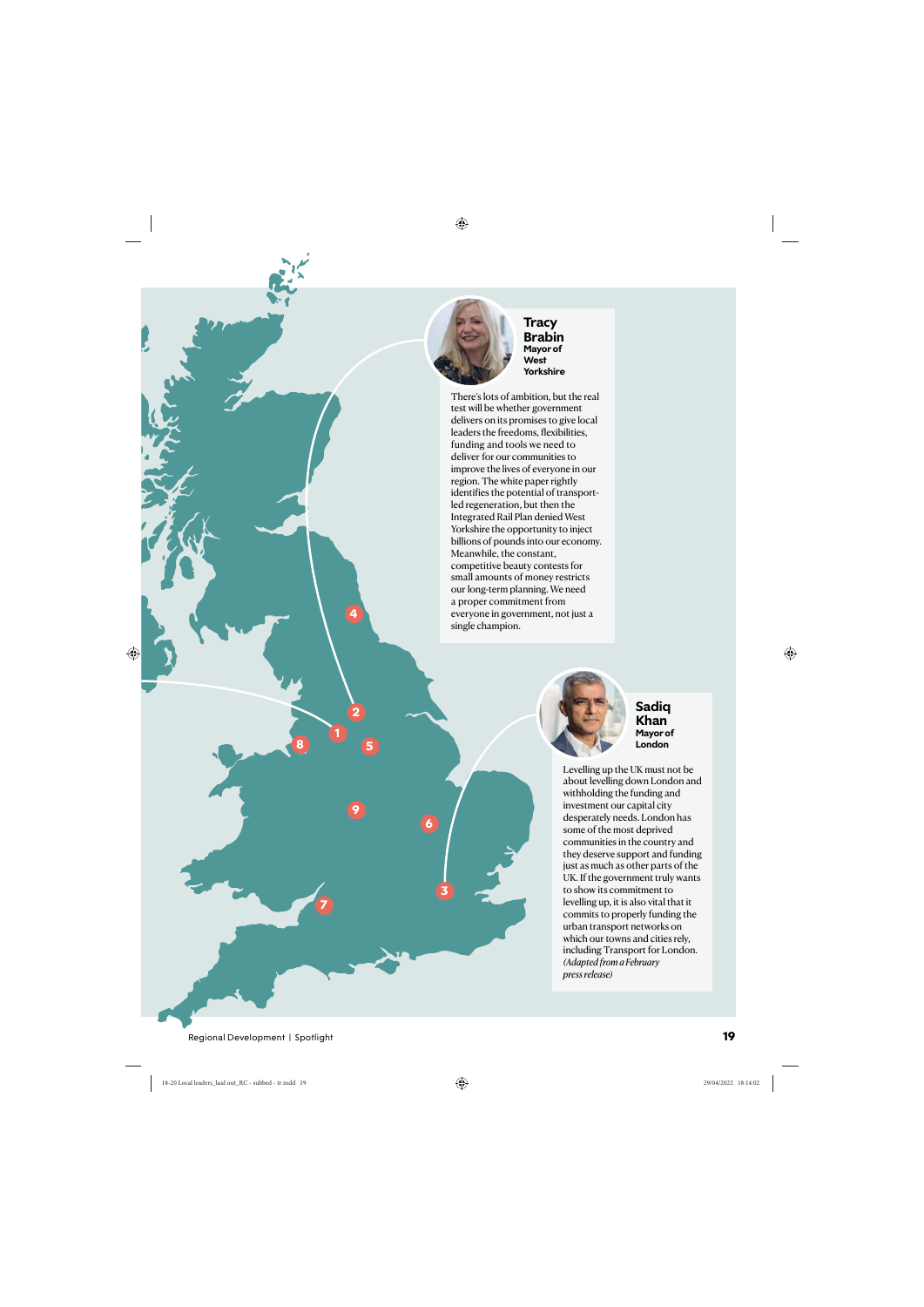### Tracy Brabin
**Mayor of West Yorkshire**

There's lots of ambition, but the real test will be whether government delivers on its promises to give local leaders the freedoms, flexibilities, funding and tools we need to deliver for our communities to improve the lives of everyone in our region. The white paper rightly identifies the potential of transport-led regeneration, but then the Integrated Rail Plan denied West Yorkshire the opportunity to inject billions of pounds into our economy. Meanwhile, the constant, competitive beauty contests for small amounts of money restricts our long-term planning. We need a proper commitment from everyone in government, not just a single champion.

### Sadiq Khan
**Mayor of London**

Levelling up the UK must not be about levelling down London and withholding the funding and investment our capital city desperately needs. London has some of the most deprived communities in the country and they deserve support and funding just as much as other parts of the UK. If the government truly wants to show its commitment to levelling up, it is also vital that it commits to properly funding the urban transport networks on which our towns and cities rely, including Transport for London. *(Adapted from a February press release)*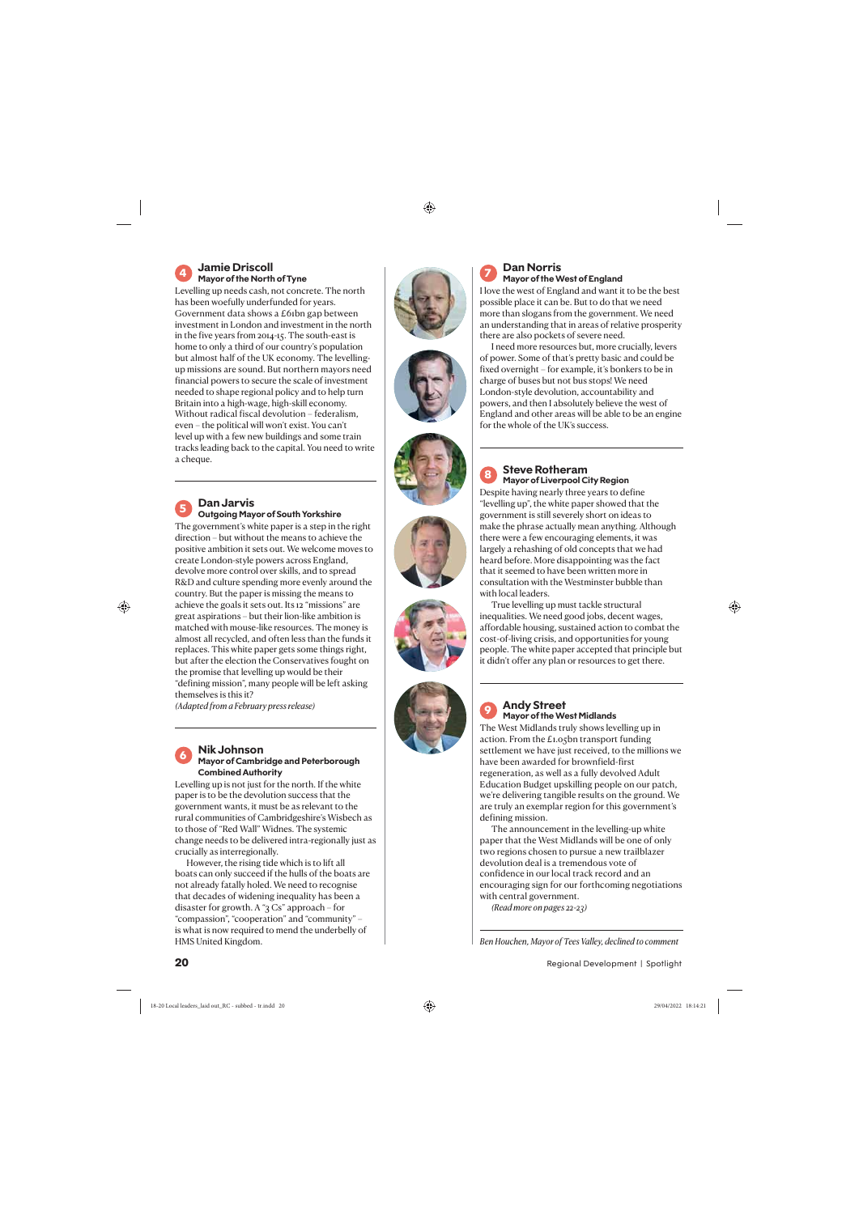## 4 Jamie Driscoll

**Mayor of the North of Tyne**

Levelling up needs cash, not concrete. The north has been woefully underfunded for years. Government data shows a £61bn gap between investment in London and investment in the north in the five years from 2014-15. The south-east is home to only a third of our country's population but almost half of the UK economy. The levelling-up missions are sound. But northern mayors need financial powers to secure the scale of investment needed to shape regional policy and to help turn Britain into a high-wage, high-skill economy. Without radical fiscal devolution – federalism, even – the political will won't exist. You can't level up with a few new buildings and some train tracks leading back to the capital. You need to write a cheque.

## 5 Dan Jarvis

**Outgoing Mayor of South Yorkshire**

The government's white paper is a step in the right direction – but without the means to achieve the positive ambition it sets out. We welcome moves to create London-style powers across England, devolve more control over skills, and to spread R&D and culture spending more evenly around the country. But the paper is missing the means to achieve the goals it sets out. Its 12 "missions" are great aspirations – but their lion-like ambition is matched with mouse-like resources. The money is almost all recycled, and often less than the funds it replaces. This white paper gets some things right, but after the election the Conservatives fought on the promise that levelling up would be their "defining mission", many people will be left asking themselves is this it?

*(Adapted from a February press release)*

## 6 Nik Johnson

**Mayor of Cambridge and Peterborough Combined Authority**

Levelling up is not just for the north. If the white paper is to be the devolution success that the government wants, it must be as relevant to the rural communities of Cambridgeshire's Wisbech as to those of "Red Wall" Widnes. The systemic change needs to be delivered intra-regionally just as crucially as interregionally.

However, the rising tide which is to lift all boats can only succeed if the hulls of the boats are not already fatally holed. We need to recognise that decades of widening inequality has been a disaster for growth. A "3 Cs" approach – for "compassion", "cooperation" and "community" – is what is now required to mend the underbelly of HMS United Kingdom.

## 7 Dan Norris

**Mayor of the West of England**

I love the west of England and want it to be the best possible place it can be. But to do that we need more than slogans from the government. We need an understanding that in areas of relative prosperity there are also pockets of severe need.

I need more resources but, more crucially, levers of power. Some of that's pretty basic and could be fixed overnight – for example, it's bonkers to be in charge of buses but not bus stops! We need London-style devolution, accountability and powers, and then I absolutely believe the west of England and other areas will be able to be an engine for the whole of the UK's success.

## 8 Steve Rotheram

**Mayor of Liverpool City Region**

Despite having nearly three years to define "levelling up", the white paper showed that the government is still severely short on ideas to make the phrase actually mean anything. Although there were a few encouraging elements, it was largely a rehashing of old concepts that we had heard before. More disappointing was the fact that it seemed to have been written more in consultation with the Westminster bubble than with local leaders.

True levelling up must tackle structural inequalities. We need good jobs, decent wages, affordable housing, sustained action to combat the cost-of-living crisis, and opportunities for young people. The white paper accepted that principle but it didn't offer any plan or resources to get there.

## 9 Andy Street

**Mayor of the West Midlands**

The West Midlands truly shows levelling up in action. From the £1.05bn transport funding settlement we have just received, to the millions we have been awarded for brownfield-first regeneration, as well as a fully devolved Adult Education Budget upskilling people on our patch, we're delivering tangible results on the ground. We are truly an exemplar region for this government's defining mission.

The announcement in the levelling-up white paper that the West Midlands will be one of only two regions chosen to pursue a new trailblazer devolution deal is a tremendous vote of confidence in our local track record and an encouraging sign for our forthcoming negotiations with central government.

*(Read more on pages 22-23)*

*Ben Houchen, Mayor of Tees Valley, declined to comment*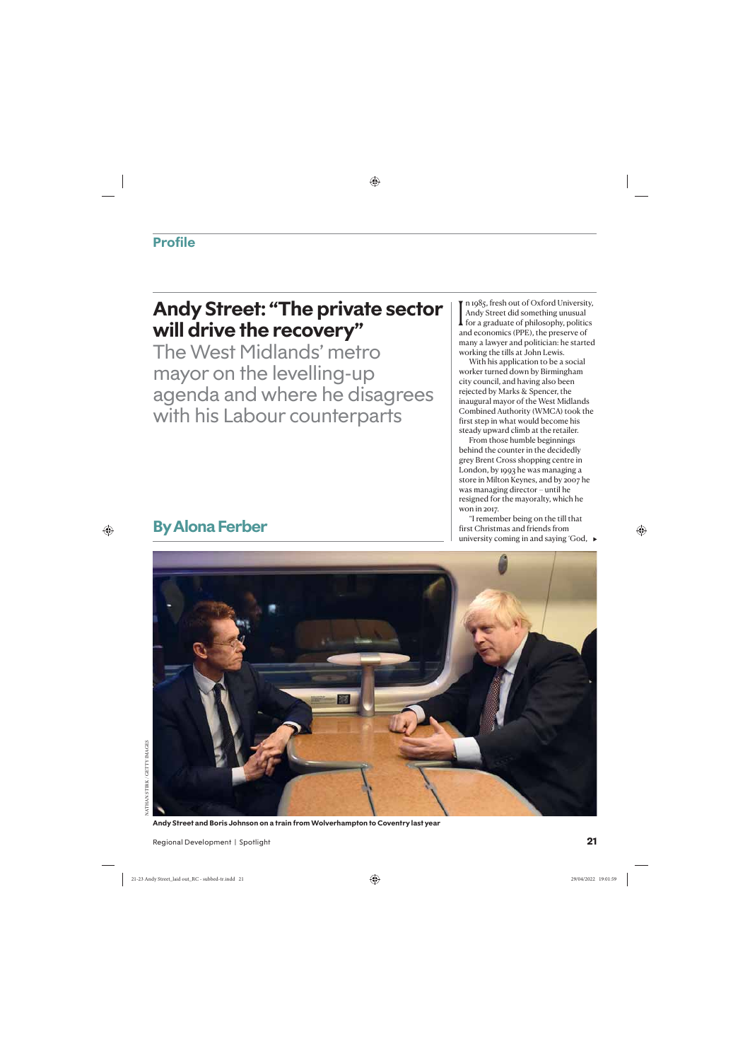Profile

# Andy Street: "The private sector will drive the recovery"

## The West Midlands' metro mayor on the levelling-up agenda and where he disagrees with his Labour counterparts

**By Alona Ferber**

In 1985, fresh out of Oxford University, Andy Street did something unusual for a graduate of philosophy, politics and economics (PPE), the preserve of many a lawyer and politician: he started working the tills at John Lewis.

With his application to be a social worker turned down by Birmingham city council, and having also been rejected by Marks & Spencer, the inaugural mayor of the West Midlands Combined Authority (WMCA) took the first step in what would become his steady upward climb at the retailer.

From those humble beginnings behind the counter in the decidedly grey Brent Cross shopping centre in London, by 1993 he was managing a store in Milton Keynes, and by 2007 he was managing director – until he resigned for the mayoralty, which he won in 2017.

"I remember being on the till that first Christmas and friends from university coming in and saying 'God,

**Andy Street and Boris Johnson on a train from Wolverhampton to Coventry last year**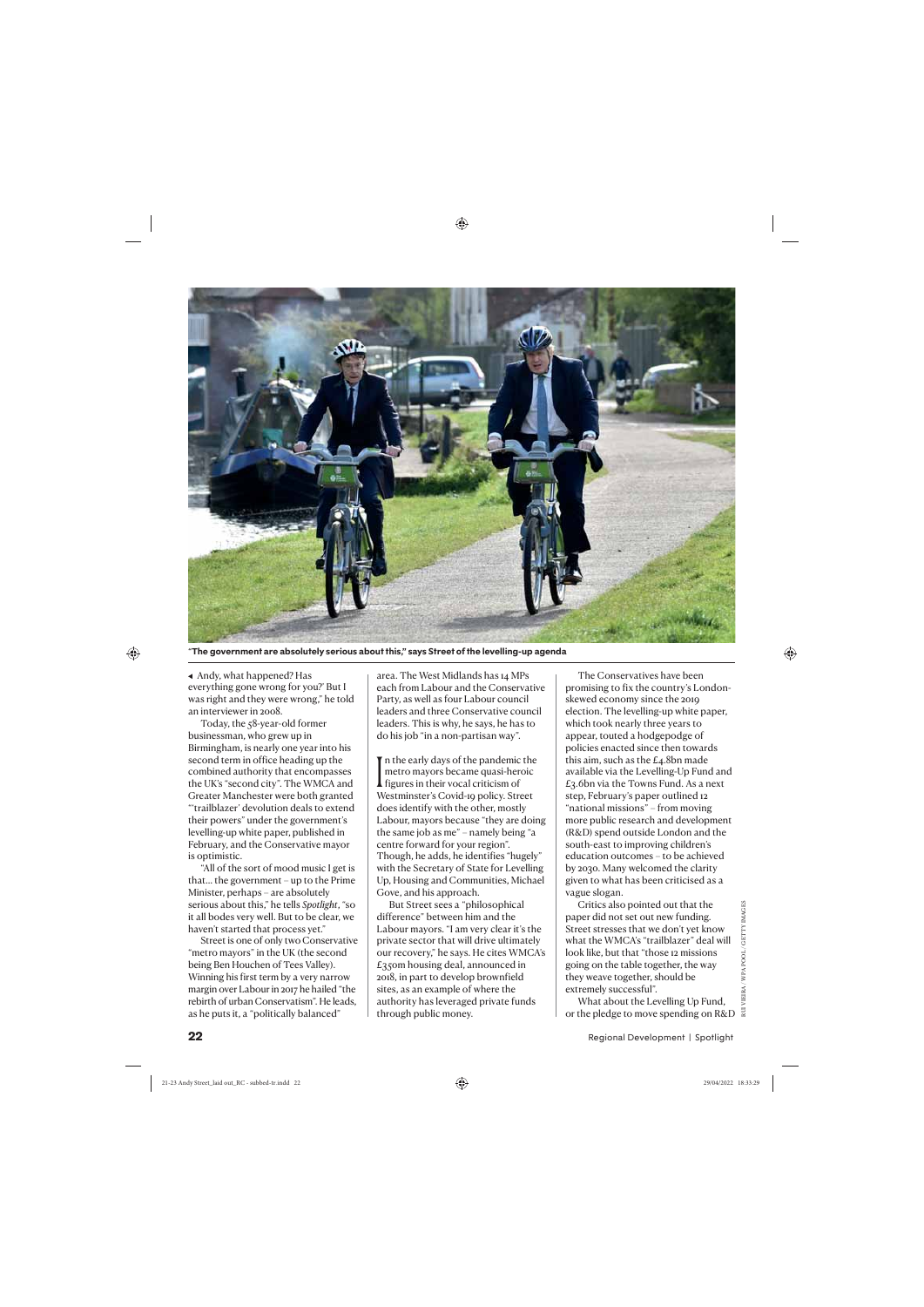"The government are absolutely serious about this," says Street of the levelling-up agenda

◂ Andy, what happened? Has everything gone wrong for you?' But I was right and they were wrong," he told an interviewer in 2008.

Today, the 58-year-old former businessman, who grew up in Birmingham, is nearly one year into his second term in office heading up the combined authority that encompasses the UK's "second city". The WMCA and Greater Manchester were both granted "'trailblazer' devolution deals to extend their powers" under the government's levelling-up white paper, published in February, and the Conservative mayor is optimistic.

"All of the sort of mood music I get is that… the government – up to the Prime Minister, perhaps – are absolutely serious about this," he tells *Spotlight*, "so it all bodes very well. But to be clear, we haven't started that process yet."

Street is one of only two Conservative "metro mayors" in the UK (the second being Ben Houchen of Tees Valley). Winning his first term by a very narrow margin over Labour in 2017 he hailed "the rebirth of urban Conservatism". He leads, as he puts it, a "politically balanced" area. The West Midlands has 14 MPs each from Labour and the Conservative Party, as well as four Labour council leaders and three Conservative council leaders. This is why, he says, he has to do his job "in a non-partisan way".

In the early days of the pandemic the metro mayors became quasi-heroic figures in their vocal criticism of Westminster's Covid-19 policy. Street does identify with the other, mostly Labour, mayors because "they are doing the same job as me" – namely being "a centre forward for your region". Though, he adds, he identifies "hugely" with the Secretary of State for Levelling Up, Housing and Communities, Michael Gove, and his approach.

But Street sees a "philosophical difference" between him and the Labour mayors. "I am very clear it's the private sector that will drive ultimately our recovery," he says. He cites WMCA's £350m housing deal, announced in 2018, in part to develop brownfield sites, as an example of where the authority has leveraged private funds through public money.

The Conservatives have been promising to fix the country's London-skewed economy since the 2019 election. The levelling-up white paper, which took nearly three years to appear, touted a hodgepodge of policies enacted since then towards this aim, such as the £4.8bn made available via the Levelling-Up Fund and £3.6bn via the Towns Fund. As a next step, February's paper outlined 12 "national missions" – from moving more public research and development (R&D) spend outside London and the south-east to improving children's education outcomes – to be achieved by 2030. Many welcomed the clarity given to what has been criticised as a vague slogan.

Critics also pointed out that the paper did not set out new funding. Street stresses that we don't yet know what the WMCA's "trailblazer" deal will look like, but that "those 12 missions going on the table together, the way they weave together, should be extremely successful".

What about the Levelling Up Fund, or the pledge to move spending on R&D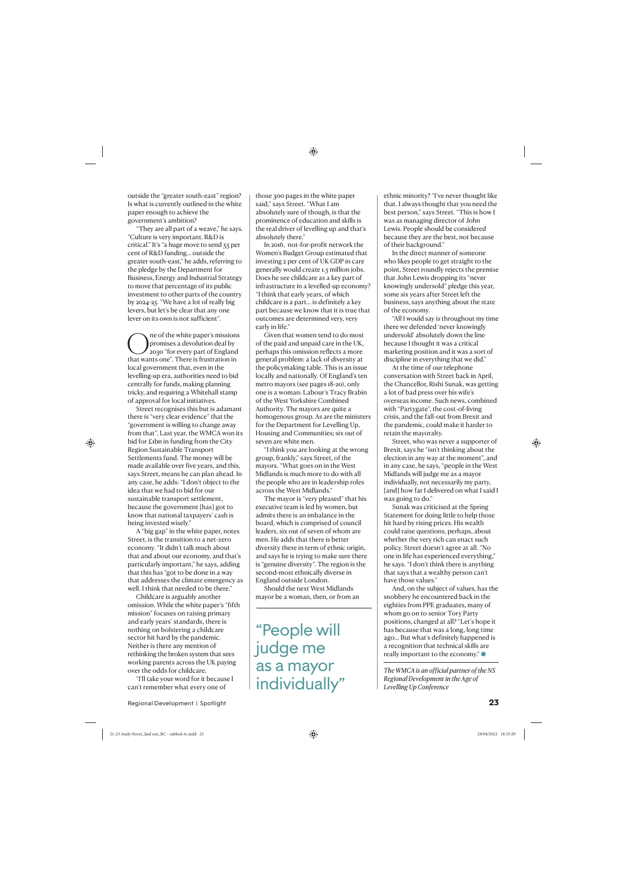outside the "greater south-east" region? Is what is currently outlined in the white paper enough to achieve the government's ambition?

"They are all part of a weave," he says. "Culture is very important. R&D is critical." It's "a huge move to send 55 per cent of R&D funding... outside the greater south-east," he adds, referring to the pledge by the Department for Business, Energy and Industrial Strategy to move that percentage of its public investment to other parts of the country by 2024-25. "We have a lot of really big levers, but let's be clear that any one lever on its own is not sufficient".

One of the white paper's missions promises a devolution deal by 2030 "for every part of England that wants one". There is frustration in local government that, even in the levelling-up era, authorities need to bid centrally for funds, making planning tricky, and requiring a Whitehall stamp of approval for local initiatives.

Street recognises this but is adamant there is "very clear evidence" that the "government is willing to change away from that". Last year, the WMCA won its bid for £1bn in funding from the City Region Sustainable Transport Settlements fund. The money will be made available over five years, and this, says Street, means he can plan ahead. In any case, he adds: "I don't object to the idea that we had to bid for our sustainable transport settlement, because the government [has] got to know that national taxpayers' cash is being invested wisely."

A "big gap" in the white paper, notes Street, is the transition to a net-zero economy. "It didn't talk much about that and about our economy, and that's particularly important," he says, adding that this has "got to be done in a way that addresses the climate emergency as well. I think that needed to be there."

Childcare is arguably another omission. While the white paper's "fifth mission" focuses on raising primary and early years' standards, there is nothing on bolstering a childcare sector hit hard by the pandemic. Neither is there any mention of rethinking the broken system that sees working parents across the UK paying over the odds for childcare.

"I'll take your word for it because I can't remember what every one of those 300 pages in the white paper said," says Street. "What I am absolutely sure of though, is that the prominence of education and skills is the real driver of levelling up and that's absolutely there."

In 2016, not-for-profit network the Women's Budget Group estimated that investing 2 per cent of UK GDP in care generally would create 1.5 million jobs. Does he see childcare as a key part of infrastructure in a levelled-up economy? "I think that early years, of which childcare is a part... is definitely a key part because we know that it is true that outcomes are determined very, very early in life."

Given that women tend to do most of the paid and unpaid care in the UK, perhaps this omission reflects a more general problem: a lack of diversity at the policymaking table. This is an issue locally and nationally. Of England's ten metro mayors (see pages 18-20), only one is a woman: Labour's Tracy Brabin of the West Yorkshire Combined Authority. The mayors are quite a homogenous group. As are the ministers for the Department for Levelling Up, Housing and Communities; six out of seven are white men.

"I think you are looking at the wrong group, frankly," says Street, of the mayors. "What goes on in the West Midlands is much more to do with all the people who are in leadership roles across the West Midlands."

The mayor is "very pleased" that his executive team is led by women, but admits there is an imbalance in the board, which is comprised of council leaders, six out of seven of whom are men. He adds that there is better diversity there in term of ethnic origin, and says he is trying to make sure there is "genuine diversity". The region is the second-most ethnically diverse in England outside London.

Should the next West Midlands mayor be a woman, then, or from an ethnic minority? "I've never thought like that. I always thought that you need the best person," says Street. "This is how I was as managing director of John Lewis. People should be considered because they are the best, not because of their background."

> "People will judge me as a mayor individually"

In the direct manner of someone who likes people to get straight to the point, Street roundly rejects the premise that John Lewis dropping its "never knowingly undersold" pledge this year, some six years after Street left the business, says anything about the state of the economy.

"All I would say is throughout my time there we defended 'never knowingly undersold' absolutely down the line because I thought it was a critical marketing position and it was a sort of discipline in everything that we did."

At the time of our telephone conversation with Street back in April, the Chancellor, Rishi Sunak, was getting a lot of bad press over his wife's overseas income. Such news, combined with "Partygate", the cost-of-living crisis, and the fall-out from Brexit and the pandemic, could make it harder to retain the mayoralty.

Street, who was never a supporter of Brexit, says he "isn't thinking about the election in any way at the moment", and in any case, he says, "people in the West Midlands will judge me as a mayor individually, not necessarily my party, [and] how far I delivered on what I said I was going to do."

Sunak was criticised at the Spring Statement for doing little to help those hit hard by rising prices. His wealth could raise questions, perhaps, about whether the very rich can enact such policy. Street doesn't agree at all. "No one in life has experienced everything," he says. "I don't think there is anything that says that a wealthy person can't have those values."

And, on the subject of values, has the snobbery he encountered back in the eighties from PPE graduates, many of whom go on to senior Tory Party positions, changed at all? "Let's hope it has because that was a long, long time ago... But what's definitely happened is a recognition that technical skills are really important to the economy." ●

*The WMCA is an official partner of the NS Regional Development in the Age of Levelling Up Conference*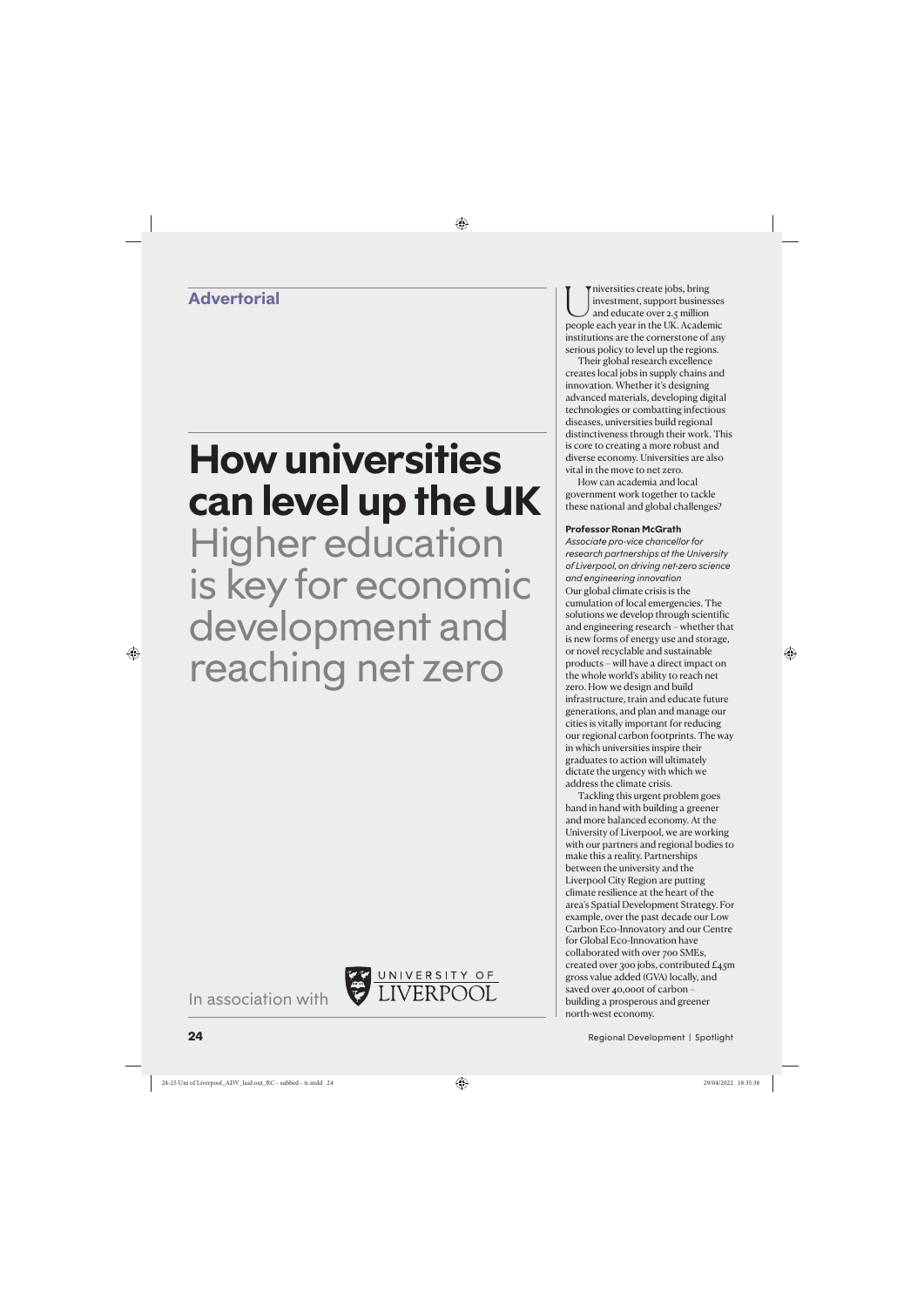**Advertorial**

# How universities can level up the UK

## Higher education is key for economic development and reaching net zero

In association with UNIVERSITY OF LIVERPOOL

Universities create jobs, bring investment, support businesses and educate over 2.5 million people each year in the UK. Academic institutions are the cornerstone of any serious policy to level up the regions.

Their global research excellence creates local jobs in supply chains and innovation. Whether it's designing advanced materials, developing digital technologies or combatting infectious diseases, universities build regional distinctiveness through their work. This is core to creating a more robust and diverse economy. Universities are also vital in the move to net zero.

How can academia and local government work together to tackle these national and global challenges?

**Professor Ronan McGrath**

*Associate pro-vice chancellor for research partnerships at the University of Liverpool, on driving net-zero science and engineering innovation*

Our global climate crisis is the cumulation of local emergencies. The solutions we develop through scientific and engineering research – whether that is new forms of energy use and storage, or novel recyclable and sustainable products – will have a direct impact on the whole world's ability to reach net zero. How we design and build infrastructure, train and educate future generations, and plan and manage our cities is vitally important for reducing our regional carbon footprints. The way in which universities inspire their graduates to action will ultimately dictate the urgency with which we address the climate crisis.

Tackling this urgent problem goes hand in hand with building a greener and more balanced economy. At the University of Liverpool, we are working with our partners and regional bodies to make this a reality. Partnerships between the university and the Liverpool City Region are putting climate resilience at the heart of the area's Spatial Development Strategy. For example, over the past decade our Low Carbon Eco-Innovatory and our Centre for Global Eco-Innovation have collaborated with over 700 SMEs, created over 300 jobs, contributed £45m gross value added (GVA) locally, and saved over 40,000t of carbon – building a prosperous and greener north-west economy.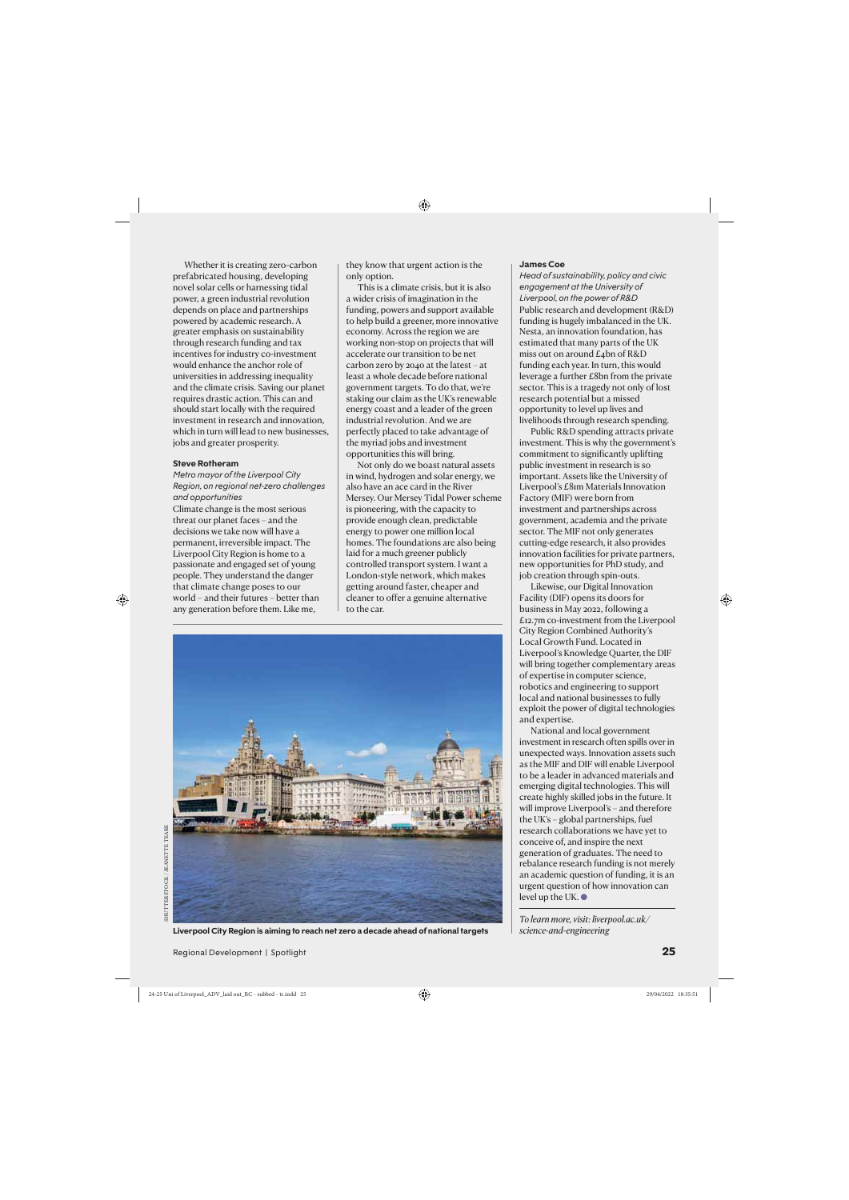Whether it is creating zero-carbon prefabricated housing, developing novel solar cells or harnessing tidal power, a green industrial revolution depends on place and partnerships powered by academic research. A greater emphasis on sustainability through research funding and tax incentives for industry co-investment would enhance the anchor role of universities in addressing inequality and the climate crisis. Saving our planet requires drastic action. This can and should start locally with the required investment in research and innovation, which in turn will lead to new businesses, jobs and greater prosperity.

**Steve Rotheram**

*Metro mayor of the Liverpool City Region, on regional net-zero challenges and opportunities*

Climate change is the most serious threat our planet faces – and the decisions we take now will have a permanent, irreversible impact. The Liverpool City Region is home to a passionate and engaged set of young people. They understand the danger that climate change poses to our world – and their futures – better than any generation before them. Like me, they know that urgent action is the only option.

This is a climate crisis, but it is also a wider crisis of imagination in the funding, powers and support available to help build a greener, more innovative economy. Across the region we are working non-stop on projects that will accelerate our transition to be net carbon zero by 2040 at the latest – at least a whole decade before national government targets. To do that, we're staking our claim as the UK's renewable energy coast and a leader of the green industrial revolution. And we are perfectly placed to take advantage of the myriad jobs and investment opportunities this will bring.

Not only do we boast natural assets in wind, hydrogen and solar energy, we also have an ace card in the River Mersey. Our Mersey Tidal Power scheme is pioneering, with the capacity to provide enough clean, predictable energy to power one million local homes. The foundations are also being laid for a much greener publicly controlled transport system. I want a London-style network, which makes getting around faster, cheaper and cleaner to offer a genuine alternative to the car.

SHUTTERSTOCK / JEANETTE TEARE

**Liverpool City Region is aiming to reach net zero a decade ahead of national targets**

**James Coe**

*Head of sustainability, policy and civic engagement at the University of Liverpool, on the power of R&D*

Public research and development (R&D) funding is hugely imbalanced in the UK. Nesta, an innovation foundation, has estimated that many parts of the UK miss out on around £4bn of R&D funding each year. In turn, this would leverage a further £8bn from the private sector. This is a tragedy not only of lost research potential but a missed opportunity to level up lives and livelihoods through research spending.

Public R&D spending attracts private investment. This is why the government's commitment to significantly uplifting public investment in research is so important. Assets like the University of Liverpool's £81m Materials Innovation Factory (MIF) were born from investment and partnerships across government, academia and the private sector. The MIF not only generates cutting-edge research, it also provides innovation facilities for private partners, new opportunities for PhD study, and job creation through spin-outs.

Likewise, our Digital Innovation Facility (DIF) opens its doors for business in May 2022, following a £12.7m co-investment from the Liverpool City Region Combined Authority's Local Growth Fund. Located in Liverpool's Knowledge Quarter, the DIF will bring together complementary areas of expertise in computer science, robotics and engineering to support local and national businesses to fully exploit the power of digital technologies and expertise.

National and local government investment in research often spills over in unexpected ways. Innovation assets such as the MIF and DIF will enable Liverpool to be a leader in advanced materials and emerging digital technologies. This will create highly skilled jobs in the future. It will improve Liverpool's – and therefore the UK's – global partnerships, fuel research collaborations we have yet to conceive of, and inspire the next generation of graduates. The need to rebalance research funding is not merely an academic question of funding, it is an urgent question of how innovation can level up the UK. ●

*To learn more, visit: liverpool.ac.uk/science-and-engineering*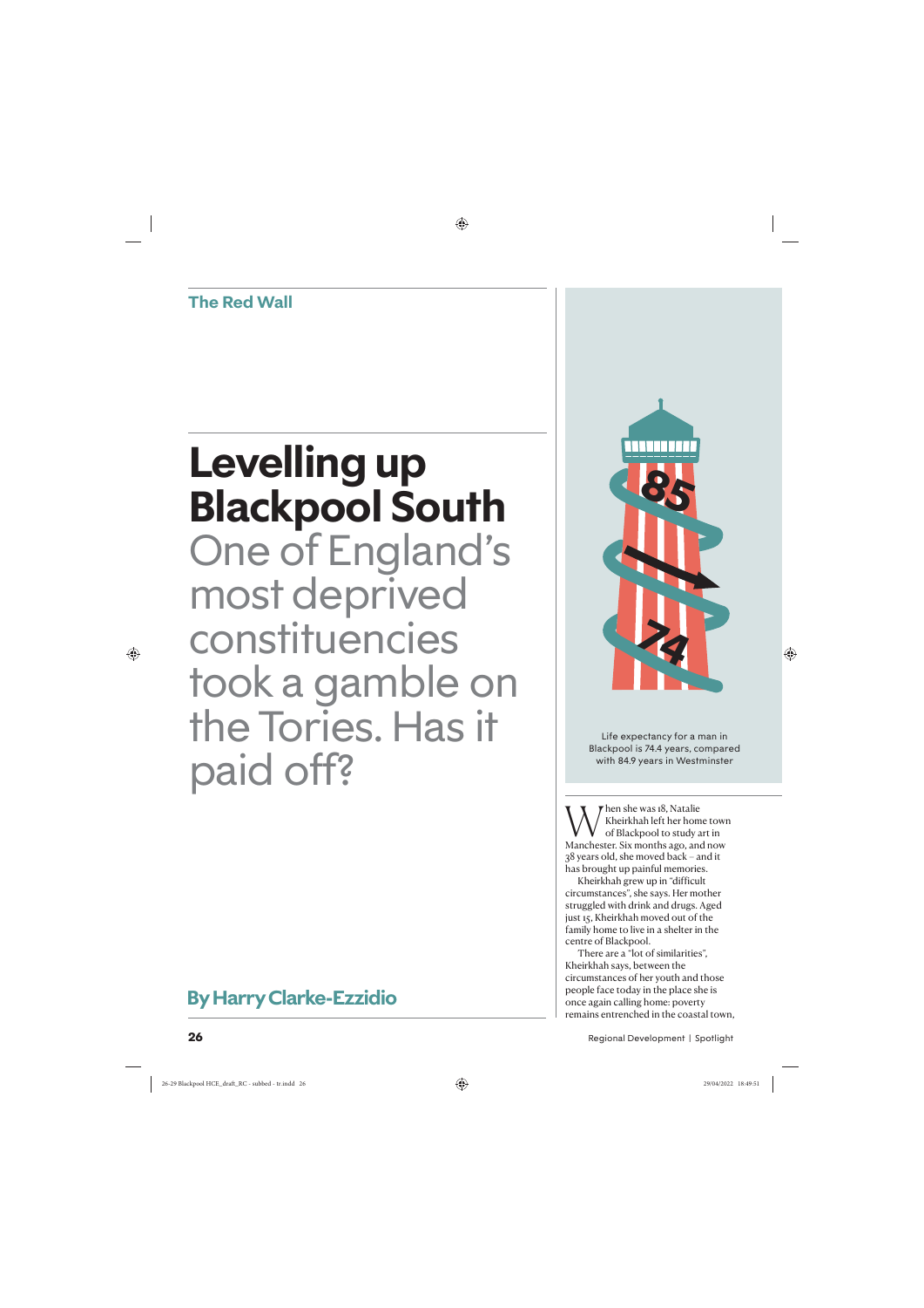The Red Wall

# Levelling up Blackpool South

## One of England's most deprived constituencies took a gamble on the Tories. Has it paid off?

**By Harry Clarke-Ezzidio**

Life expectancy for a man in Blackpool is 74.4 years, compared with 84.9 years in Westminster

When she was 18, Natalie Kheirkhah left her home town of Blackpool to study art in Manchester. Six months ago, and now 38 years old, she moved back – and it has brought up painful memories.

Kheirkhah grew up in "difficult circumstances", she says. Her mother struggled with drink and drugs. Aged just 15, Kheirkhah moved out of the family home to live in a shelter in the centre of Blackpool.

There are a "lot of similarities", Kheirkhah says, between the circumstances of her youth and those people face today in the place she is once again calling home: poverty remains entrenched in the coastal town,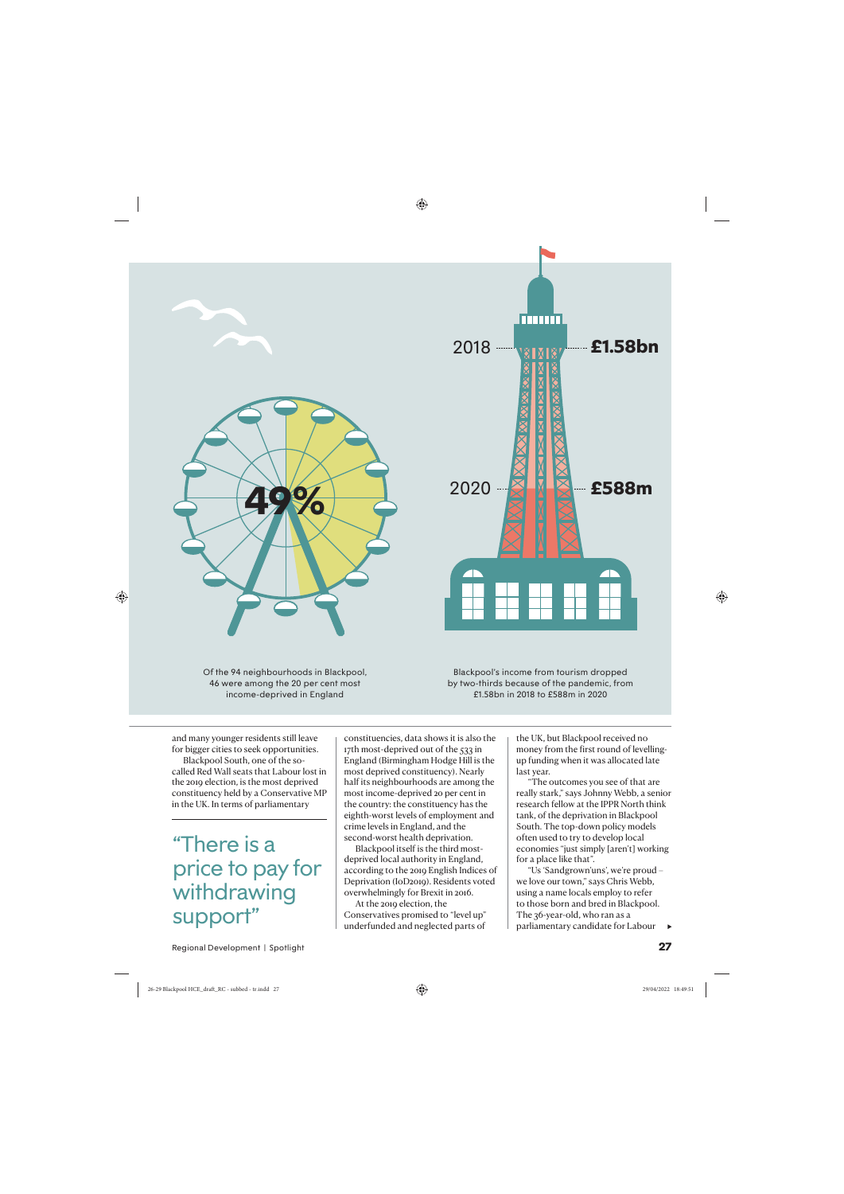49%

Of the 94 neighbourhoods in Blackpool, 46 were among the 20 per cent most income-deprived in England

2018 £1.58bn

2020 £588m

Blackpool's income from tourism dropped by two-thirds because of the pandemic, from £1.58bn in 2018 to £588m in 2020

and many younger residents still leave for bigger cities to seek opportunities.

Blackpool South, one of the so-called Red Wall seats that Labour lost in the 2019 election, is the most deprived constituency held by a Conservative MP in the UK. In terms of parliamentary constituencies, data shows it is also the 17th most-deprived out of the 533 in England (Birmingham Hodge Hill is the most deprived constituency). Nearly half its neighbourhoods are among the most income-deprived 20 per cent in the country: the constituency has the eighth-worst levels of employment and crime levels in England, and the second-worst health deprivation.

> "There is a price to pay for withdrawing support"

Blackpool itself is the third most-deprived local authority in England, according to the 2019 English Indices of Deprivation (IoD2019). Residents voted overwhelmingly for Brexit in 2016.

At the 2019 election, the Conservatives promised to "level up" underfunded and neglected parts of the UK, but Blackpool received no money from the first round of levelling-up funding when it was allocated late last year.

"The outcomes you see of that are really stark," says Johnny Webb, a senior research fellow at the IPPR North think tank, of the deprivation in Blackpool South. The top-down policy models often used to try to develop local economies "just simply [aren't] working for a place like that".

"Us 'Sandgrown'uns', we're proud – we love our town," says Chris Webb, using a name locals employ to refer to those born and bred in Blackpool. The 36-year-old, who ran as a parliamentary candidate for Labour ▸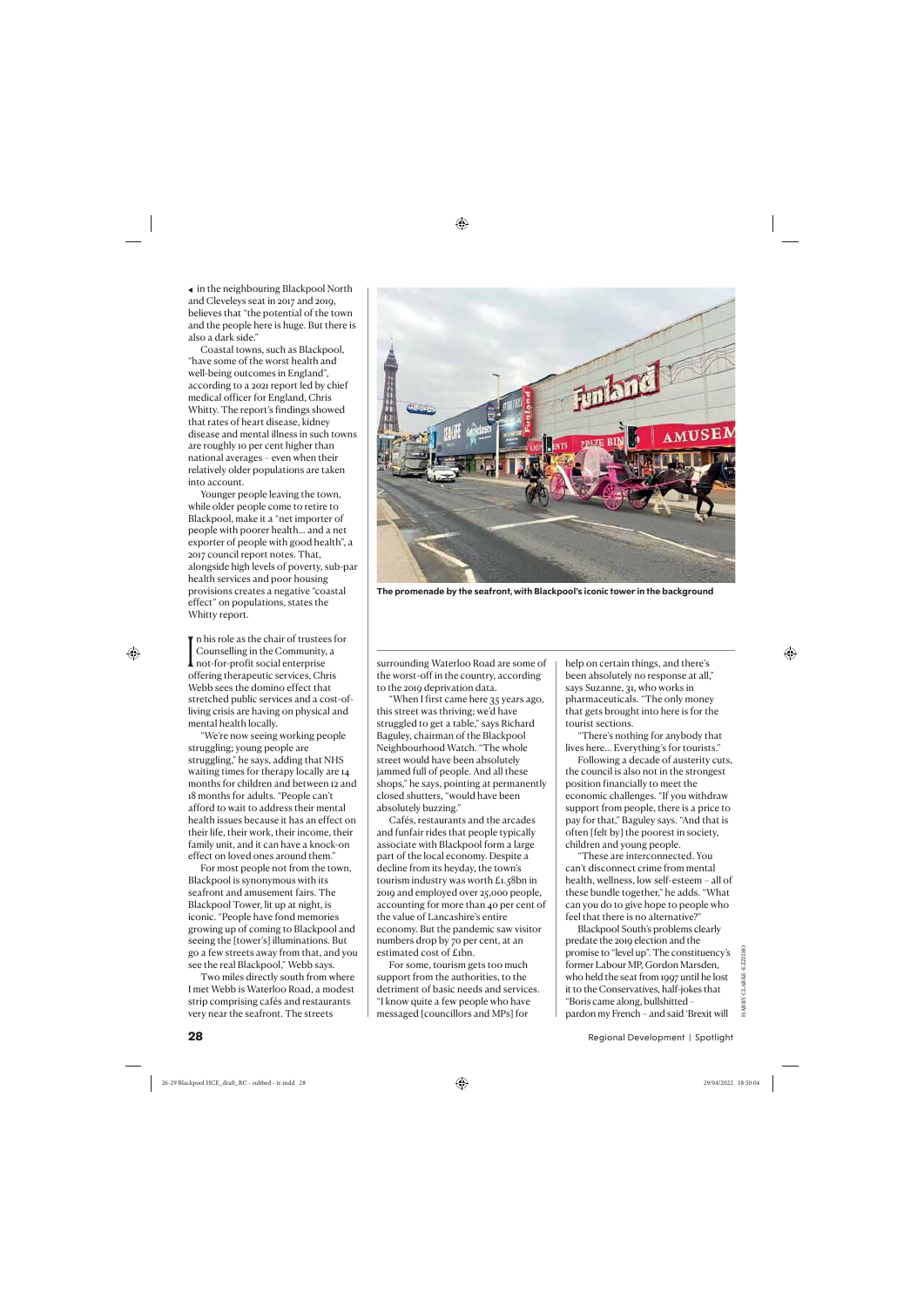◂ in the neighbouring Blackpool North and Cleveleys seat in 2017 and 2019, believes that "the potential of the town and the people here is huge. But there is also a dark side."

Coastal towns, such as Blackpool, "have some of the worst health and well-being outcomes in England", according to a 2021 report led by chief medical officer for England, Chris Whitty. The report's findings showed that rates of heart disease, kidney disease and mental illness in such towns are roughly 10 per cent higher than national averages – even when their relatively older populations are taken into account.

Younger people leaving the town, while older people come to retire to Blackpool, make it a "net importer of people with poorer health… and a net exporter of people with good health", a 2017 council report notes. That, alongside high levels of poverty, sub-par health services and poor housing provisions creates a negative "coastal effect" on populations, states the Whitty report.

The promenade by the seafront, with Blackpool's iconic tower in the background

In his role as the chair of trustees for Counselling in the Community, a not-for-profit social enterprise offering therapeutic services, Chris Webb sees the domino effect that stretched public services and a cost-of-living crisis are having on physical and mental health locally.

"We're now seeing working people struggling; young people are struggling," he says, adding that NHS waiting times for therapy locally are 14 months for children and between 12 and 18 months for adults. "People can't afford to wait to address their mental health issues because it has an effect on their life, their work, their income, their family unit, and it can have a knock-on effect on loved ones around them."

For most people not from the town, Blackpool is synonymous with its seafront and amusement fairs. The Blackpool Tower, lit up at night, is iconic. "People have fond memories growing up of coming to Blackpool and seeing the [tower's] illuminations. But go a few streets away from that, and you see the real Blackpool," Webb says.

Two miles directly south from where I met Webb is Waterloo Road, a modest strip comprising cafés and restaurants very near the seafront. The streets surrounding Waterloo Road are some of the worst-off in the country, according to the 2019 deprivation data.

"When I first came here 35 years ago, this street was thriving; we'd have struggled to get a table," says Richard Baguley, chairman of the Blackpool Neighbourhood Watch. "The whole street would have been absolutely jammed full of people. And all these shops," he says, pointing at permanently closed shutters, "would have been absolutely buzzing."

Cafés, restaurants and the arcades and funfair rides that people typically associate with Blackpool form a large part of the local economy. Despite a decline from its heyday, the town's tourism industry was worth £1.58bn in 2019 and employed over 25,000 people, accounting for more than 40 per cent of the value of Lancashire's entire economy. But the pandemic saw visitor numbers drop by 70 per cent, at an estimated cost of £1bn.

For some, tourism gets too much support from the authorities, to the detriment of basic needs and services. "I know quite a few people who have messaged [councillors and MPs] for help on certain things, and there's been absolutely no response at all," says Suzanne, 31, who works in pharmaceuticals. "The only money that gets brought into here is for the tourist sections.

"There's nothing for anybody that lives here… Everything's for tourists."

Following a decade of austerity cuts, the council is also not in the strongest position financially to meet the economic challenges. "If you withdraw support from people, there is a price to pay for that," Baguley says. "And that is often [felt by] the poorest in society, children and young people.

"These are interconnected. You can't disconnect crime from mental health, wellness, low self-esteem – all of these bundle together," he adds. "What can you do to give hope to people who feel that there is no alternative?"

Blackpool South's problems clearly predate the 2019 election and the promise to "level up". The constituency's former Labour MP, Gordon Marsden, who held the seat from 1997 until he lost it to the Conservatives, half-jokes that "Boris came along, bullshitted – pardon my French – and said 'Brexit will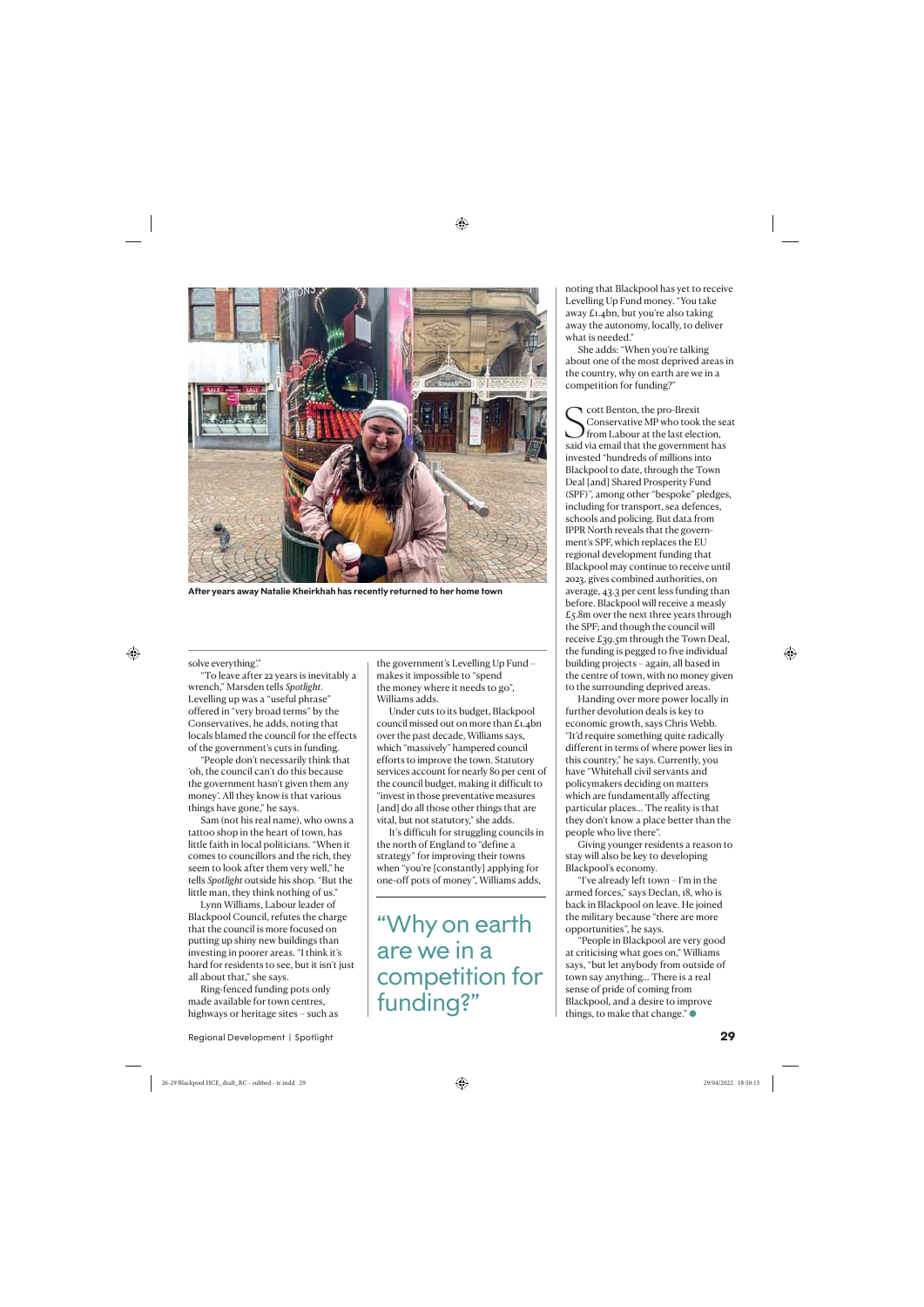After years away Natalie Kheirkhah has recently returned to her home town

solve everything'."

"To leave after 22 years is inevitably a wrench," Marsden tells *Spotlight*. Levelling up was a "useful phrase" offered in "very broad terms" by the Conservatives, he adds, noting that locals blamed the council for the effects of the government's cuts in funding.

"People don't necessarily think that 'oh, the council can't do this because the government hasn't given them any money'. All they know is that various things have gone," he says.

Sam (not his real name), who owns a tattoo shop in the heart of town, has little faith in local politicians. "When it comes to councillors and the rich, they seem to look after them very well," he tells *Spotlight* outside his shop. "But the little man, they think nothing of us."

Lynn Williams, Labour leader of Blackpool Council, refutes the charge that the council is more focused on putting up shiny new buildings than investing in poorer areas. "I think it's hard for residents to see, but it isn't just all about that," she says.

Ring-fenced funding pots only made available for town centres, highways or heritage sites – such as the government's Levelling Up Fund – makes it impossible to "spend the money where it needs to go", Williams adds.

Under cuts to its budget, Blackpool council missed out on more than £1.4bn over the past decade, Williams says, which "massively" hampered council efforts to improve the town. Statutory services account for nearly 80 per cent of the council budget, making it difficult to "invest in those preventative measures [and] do all those other things that are vital, but not statutory," she adds.

It's difficult for struggling councils in the north of England to "define a strategy" for improving their towns when "you're [constantly] applying for one-off pots of money", Williams adds, noting that Blackpool has yet to receive Levelling Up Fund money. "You take away £1.4bn, but you're also taking away the autonomy, locally, to deliver what is needed."

She adds: "When you're talking about one of the most deprived areas in the country, why on earth are we in a competition for funding?"

> "Why on earth are we in a competition for funding?"

Scott Benton, the pro-Brexit Conservative MP who took the seat from Labour at the last election, said via email that the government has invested "hundreds of millions into Blackpool to date, through the Town Deal [and] Shared Prosperity Fund (SPF)", among other "bespoke" pledges, including for transport, sea defences, schools and policing. But data from IPPR North reveals that the government's SPF, which replaces the EU regional development funding that Blackpool may continue to receive until 2023, gives combined authorities, on average, 43.3 per cent less funding than before. Blackpool will receive a measly £5.8m over the next three years through the SPF; and though the council will receive £39.5m through the Town Deal, the funding is pegged to five individual building projects – again, all based in the centre of town, with no money given to the surrounding deprived areas.

Handing over more power locally in further devolution deals is key to economic growth, says Chris Webb. "It'd require something quite radically different in terms of where power lies in this country," he says. Currently, you have "Whitehall civil servants and policymakers deciding on matters which are fundamentally affecting particular places… The reality is that they don't know a place better than the people who live there".

Giving younger residents a reason to stay will also be key to developing Blackpool's economy.

"I've already left town – I'm in the armed forces," says Declan, 18, who is back in Blackpool on leave. He joined the military because "there are more opportunities", he says.

"People in Blackpool are very good at criticising what goes on," Williams says, "but let anybody from outside of town say anything… There is a real sense of pride of coming from Blackpool, and a desire to improve things, to make that change."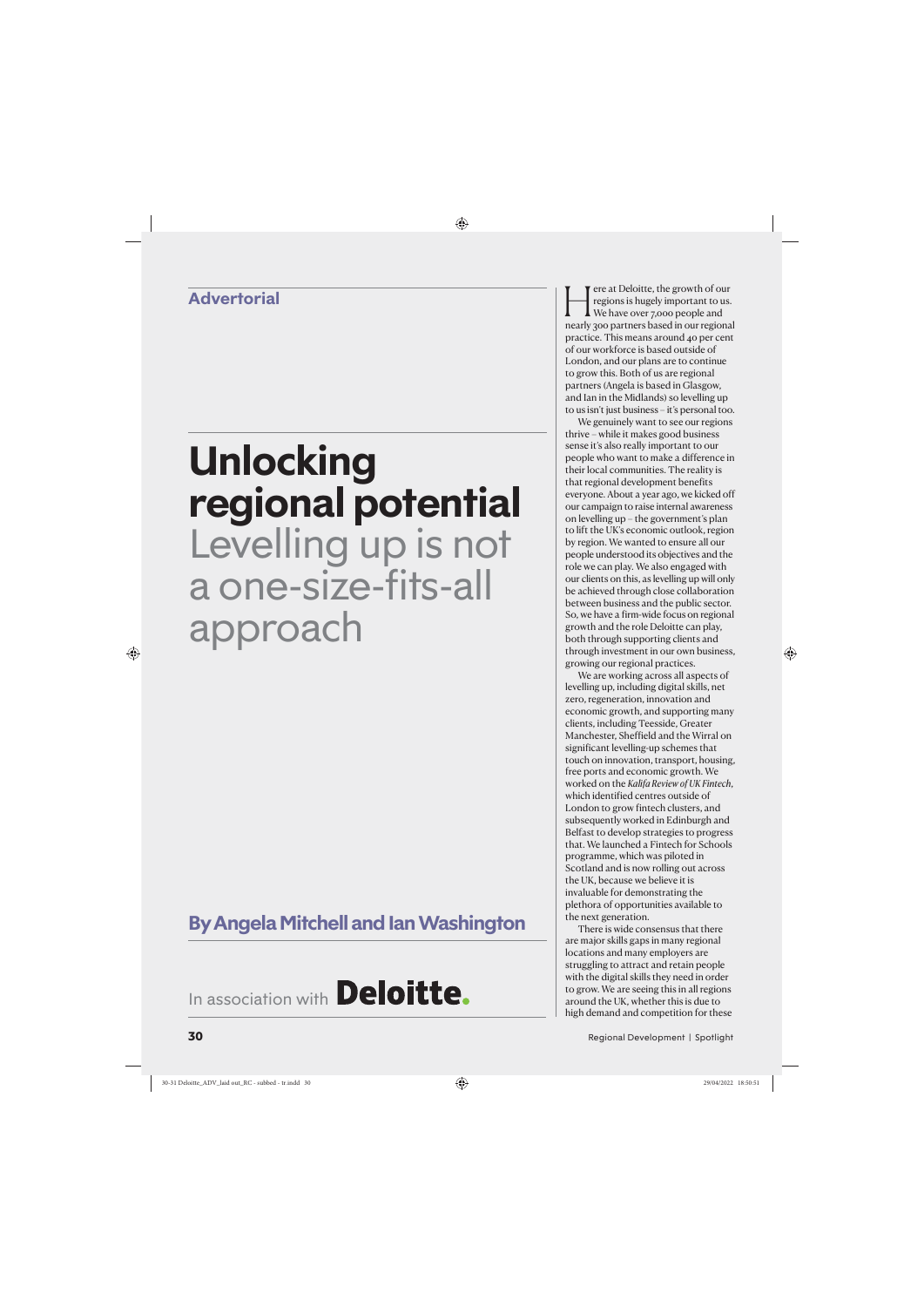**Advertorial**

# Unlocking regional potential

## Levelling up is not a one-size-fits-all approach

**By Angela Mitchell and Ian Washington**

In association with **Deloitte.**

Here at Deloitte, the growth of our regions is hugely important to us. We have over 7,000 people and nearly 300 partners based in our regional practice. This means around 40 per cent of our workforce is based outside of London, and our plans are to continue to grow this. Both of us are regional partners (Angela is based in Glasgow, and Ian in the Midlands) so levelling up to us isn't just business – it's personal too.

We genuinely want to see our regions thrive – while it makes good business sense it's also really important to our people who want to make a difference in their local communities. The reality is that regional development benefits everyone. About a year ago, we kicked off our campaign to raise internal awareness on levelling up – the government's plan to lift the UK's economic outlook, region by region. We wanted to ensure all our people understood its objectives and the role we can play. We also engaged with our clients on this, as levelling up will only be achieved through close collaboration between business and the public sector. So, we have a firm-wide focus on regional growth and the role Deloitte can play, both through supporting clients and through investment in our own business, growing our regional practices.

We are working across all aspects of levelling up, including digital skills, net zero, regeneration, innovation and economic growth, and supporting many clients, including Teesside, Greater Manchester, Sheffield and the Wirral on significant levelling-up schemes that touch on innovation, transport, housing, free ports and economic growth. We worked on the *Kalifa Review of UK Fintech*, which identified centres outside of London to grow fintech clusters, and subsequently worked in Edinburgh and Belfast to develop strategies to progress that. We launched a Fintech for Schools programme, which was piloted in Scotland and is now rolling out across the UK, because we believe it is invaluable for demonstrating the plethora of opportunities available to the next generation.

There is wide consensus that there are major skills gaps in many regional locations and many employers are struggling to attract and retain people with the digital skills they need in order to grow. We are seeing this in all regions around the UK, whether this is due to high demand and competition for these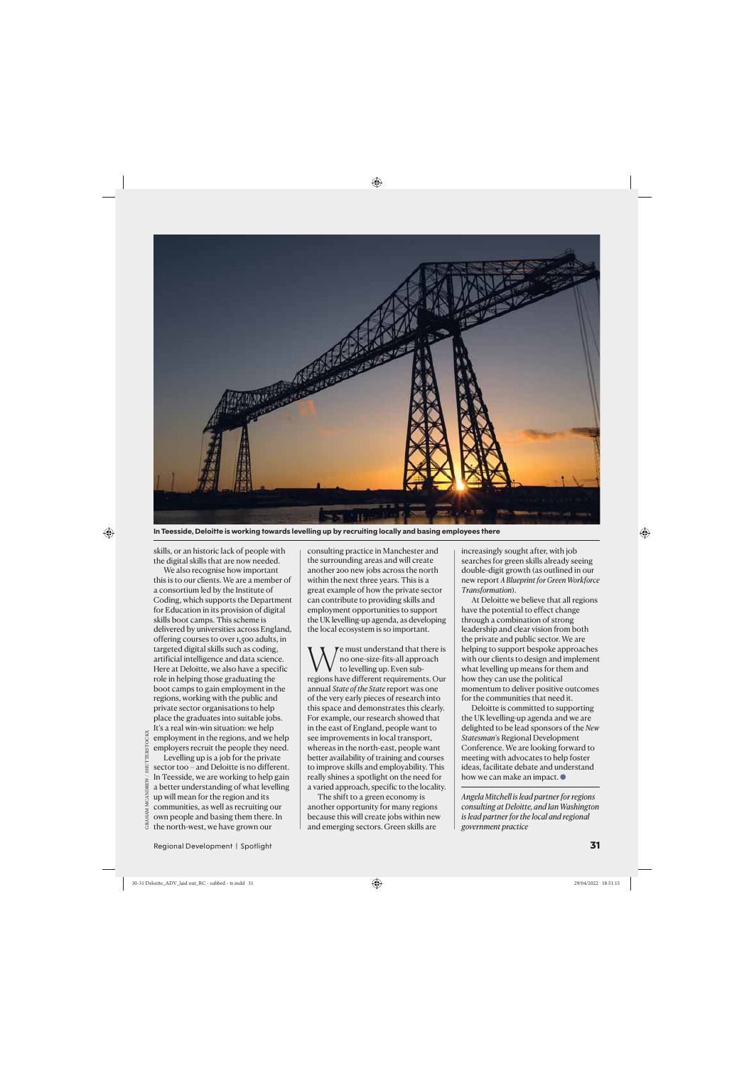**In Teesside, Deloitte is working towards levelling up by recruiting locally and basing employees there**

skills, or an historic lack of people with the digital skills that are now needed.

We also recognise how important this is to our clients. We are a member of a consortium led by the Institute of Coding, which supports the Department for Education in its provision of digital skills boot camps. This scheme is delivered by universities across England, offering courses to over 1,500 adults, in targeted digital skills such as coding, artificial intelligence and data science. Here at Deloitte, we also have a specific role in helping those graduating the boot camps to gain employment in the regions, working with the public and private sector organisations to help place the graduates into suitable jobs. It's a real win-win situation: we help employment in the regions, and we help employers recruit the people they need.

Levelling up is a job for the private sector too – and Deloitte is no different. In Teesside, we are working to help gain a better understanding of what levelling up will mean for the region and its communities, as well as recruiting our own people and basing them there. In the north-west, we have grown our consulting practice in Manchester and the surrounding areas and will create another 200 new jobs across the north within the next three years. This is a great example of how the private sector can contribute to providing skills and employment opportunities to support the UK levelling-up agenda, as developing the local ecosystem is so important.

We must understand that there is no one-size-fits-all approach to levelling up. Even sub-regions have different requirements. Our annual *State of the State* report was one of the very early pieces of research into this space and demonstrates this clearly. For example, our research showed that in the east of England, people want to see improvements in local transport, whereas in the north-east, people want better availability of training and courses to improve skills and employability. This really shines a spotlight on the need for a varied approach, specific to the locality.

The shift to a green economy is another opportunity for many regions because this will create jobs within new and emerging sectors. Green skills are increasingly sought after, with job searches for green skills already seeing double-digit growth (as outlined in our new report *A Blueprint for Green Workforce Transformation*).

At Deloitte we believe that all regions have the potential to effect change through a combination of strong leadership and clear vision from both the private and public sector. We are helping to support bespoke approaches with our clients to design and implement what levelling up means for them and how they can use the political momentum to deliver positive outcomes for the communities that need it.

Deloitte is committed to supporting the UK levelling-up agenda and we are delighted to be lead sponsors of the *New Statesman*'s Regional Development Conference. We are looking forward to meeting with advocates to help foster ideas, facilitate debate and understand how we can make an impact. ●

*Angela Mitchell is lead partner for regions consulting at Deloitte, and Ian Washington is lead partner for the local and regional government practice*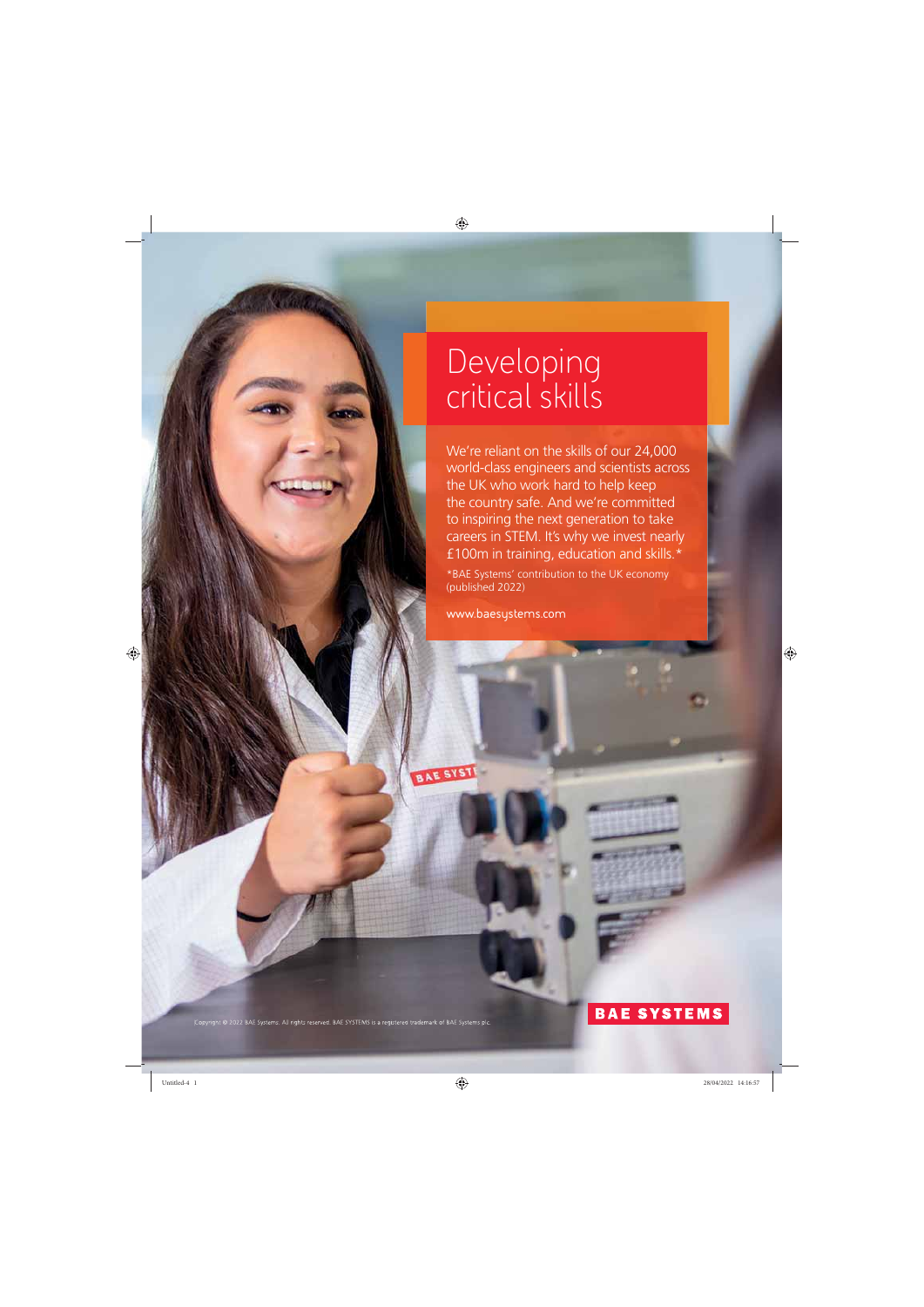# Developing critical skills

We're reliant on the skills of our 24,000 world-class engineers and scientists across the UK who work hard to help keep the country safe. And we're committed to inspiring the next generation to take careers in STEM. It's why we invest nearly £100m in training, education and skills.*

*BAE Systems' contribution to the UK economy (published 2022)

www.baesystems.com

BAE SYSTEMS

Copyright © 2022 BAE Systems. All rights reserved. BAE SYSTEMS is a registered trademark of BAE Systems plc.